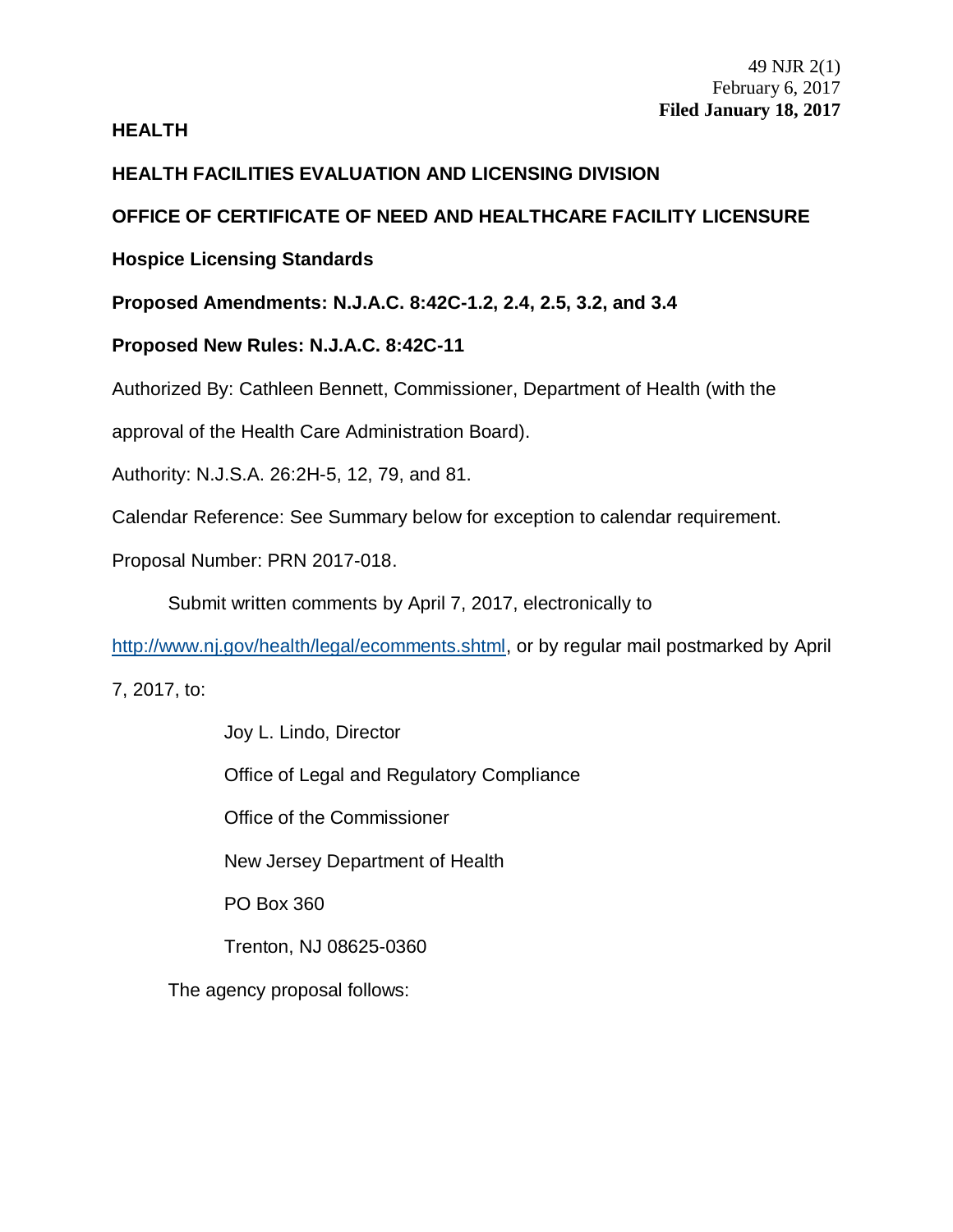49 NJR 2(1)
February 6, 2017
**Filed January 18, 2017**

**HEALTH**

**HEALTH FACILITIES EVALUATION AND LICENSING DIVISION**

**OFFICE OF CERTIFICATE OF NEED AND HEALTHCARE FACILITY LICENSURE**

**Hospice Licensing Standards**

**Proposed Amendments: N.J.A.C. 8:42C-1.2, 2.4, 2.5, 3.2, and 3.4**

**Proposed New Rules: N.J.A.C. 8:42C-11**

Authorized By: Cathleen Bennett, Commissioner, Department of Health (with the approval of the Health Care Administration Board).

Authority: N.J.S.A. 26:2H-5, 12, 79, and 81.

Calendar Reference: See Summary below for exception to calendar requirement.

Proposal Number: PRN 2017-018.

Submit written comments by April 7, 2017, electronically to http://www.nj.gov/health/legal/ecomments.shtml, or by regular mail postmarked by April 7, 2017, to:

Joy L. Lindo, Director
Office of Legal and Regulatory Compliance
Office of the Commissioner
New Jersey Department of Health
PO Box 360
Trenton, NJ 08625-0360

The agency proposal follows: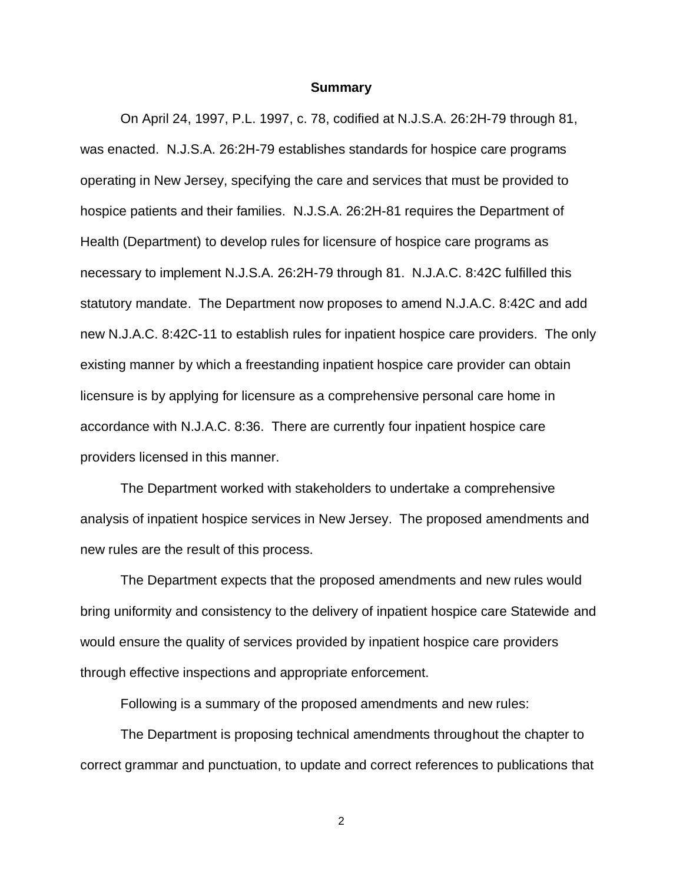## Summary

On April 24, 1997, P.L. 1997, c. 78, codified at N.J.S.A. 26:2H-79 through 81, was enacted. N.J.S.A. 26:2H-79 establishes standards for hospice care programs operating in New Jersey, specifying the care and services that must be provided to hospice patients and their families. N.J.S.A. 26:2H-81 requires the Department of Health (Department) to develop rules for licensure of hospice care programs as necessary to implement N.J.S.A. 26:2H-79 through 81. N.J.A.C. 8:42C fulfilled this statutory mandate. The Department now proposes to amend N.J.A.C. 8:42C and add new N.J.A.C. 8:42C-11 to establish rules for inpatient hospice care providers. The only existing manner by which a freestanding inpatient hospice care provider can obtain licensure is by applying for licensure as a comprehensive personal care home in accordance with N.J.A.C. 8:36. There are currently four inpatient hospice care providers licensed in this manner.

The Department worked with stakeholders to undertake a comprehensive analysis of inpatient hospice services in New Jersey. The proposed amendments and new rules are the result of this process.

The Department expects that the proposed amendments and new rules would bring uniformity and consistency to the delivery of inpatient hospice care Statewide and would ensure the quality of services provided by inpatient hospice care providers through effective inspections and appropriate enforcement.

Following is a summary of the proposed amendments and new rules:

The Department is proposing technical amendments throughout the chapter to correct grammar and punctuation, to update and correct references to publications that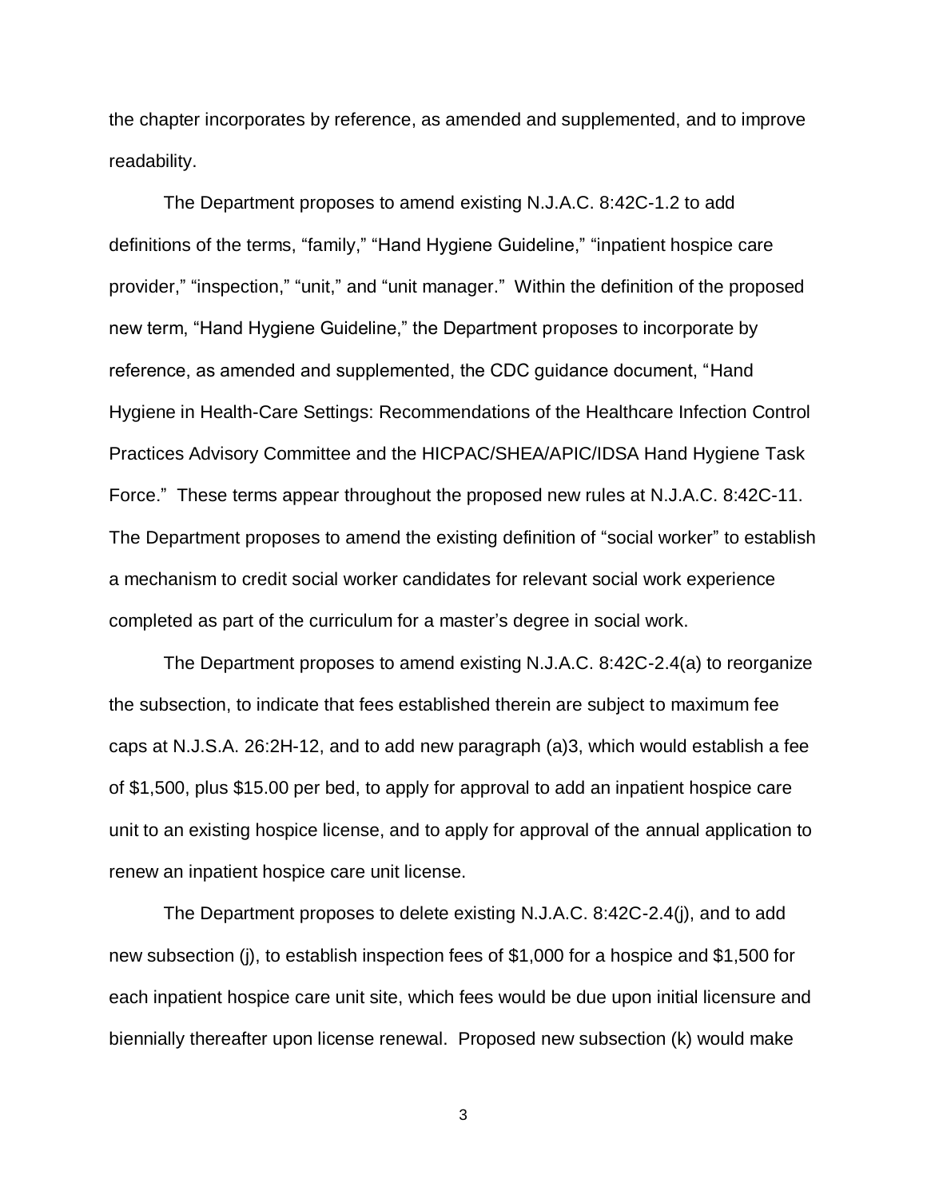the chapter incorporates by reference, as amended and supplemented, and to improve readability.

The Department proposes to amend existing N.J.A.C. 8:42C-1.2 to add definitions of the terms, "family," "Hand Hygiene Guideline," "inpatient hospice care provider," "inspection," "unit," and "unit manager." Within the definition of the proposed new term, "Hand Hygiene Guideline," the Department proposes to incorporate by reference, as amended and supplemented, the CDC guidance document, "Hand Hygiene in Health-Care Settings: Recommendations of the Healthcare Infection Control Practices Advisory Committee and the HICPAC/SHEA/APIC/IDSA Hand Hygiene Task Force." These terms appear throughout the proposed new rules at N.J.A.C. 8:42C-11. The Department proposes to amend the existing definition of "social worker" to establish a mechanism to credit social worker candidates for relevant social work experience completed as part of the curriculum for a master's degree in social work.

The Department proposes to amend existing N.J.A.C. 8:42C-2.4(a) to reorganize the subsection, to indicate that fees established therein are subject to maximum fee caps at N.J.S.A. 26:2H-12, and to add new paragraph (a)3, which would establish a fee of $1,500, plus $15.00 per bed, to apply for approval to add an inpatient hospice care unit to an existing hospice license, and to apply for approval of the annual application to renew an inpatient hospice care unit license.

The Department proposes to delete existing N.J.A.C. 8:42C-2.4(j), and to add new subsection (j), to establish inspection fees of $1,000 for a hospice and $1,500 for each inpatient hospice care unit site, which fees would be due upon initial licensure and biennially thereafter upon license renewal. Proposed new subsection (k) would make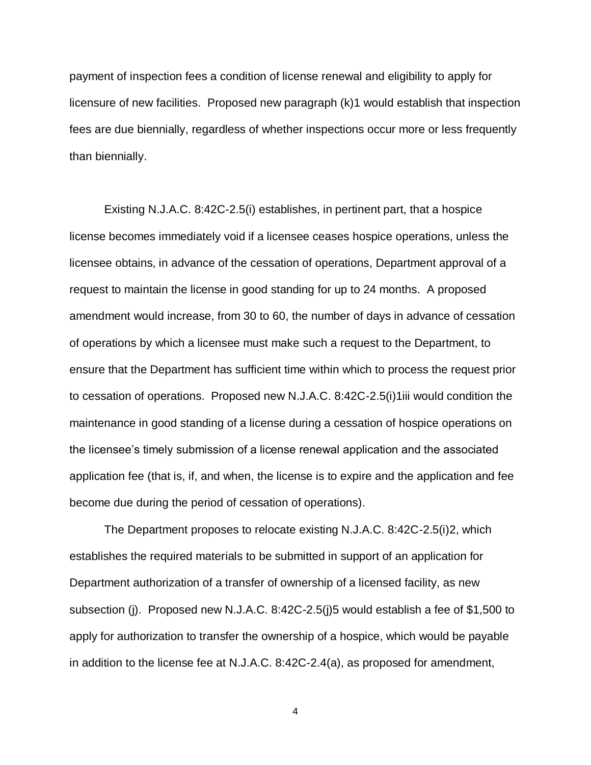payment of inspection fees a condition of license renewal and eligibility to apply for licensure of new facilities. Proposed new paragraph (k)1 would establish that inspection fees are due biennially, regardless of whether inspections occur more or less frequently than biennially.

Existing N.J.A.C. 8:42C-2.5(i) establishes, in pertinent part, that a hospice license becomes immediately void if a licensee ceases hospice operations, unless the licensee obtains, in advance of the cessation of operations, Department approval of a request to maintain the license in good standing for up to 24 months. A proposed amendment would increase, from 30 to 60, the number of days in advance of cessation of operations by which a licensee must make such a request to the Department, to ensure that the Department has sufficient time within which to process the request prior to cessation of operations. Proposed new N.J.A.C. 8:42C-2.5(i)1iii would condition the maintenance in good standing of a license during a cessation of hospice operations on the licensee's timely submission of a license renewal application and the associated application fee (that is, if, and when, the license is to expire and the application and fee become due during the period of cessation of operations).

The Department proposes to relocate existing N.J.A.C. 8:42C-2.5(i)2, which establishes the required materials to be submitted in support of an application for Department authorization of a transfer of ownership of a licensed facility, as new subsection (j). Proposed new N.J.A.C. 8:42C-2.5(j)5 would establish a fee of $1,500 to apply for authorization to transfer the ownership of a hospice, which would be payable in addition to the license fee at N.J.A.C. 8:42C-2.4(a), as proposed for amendment,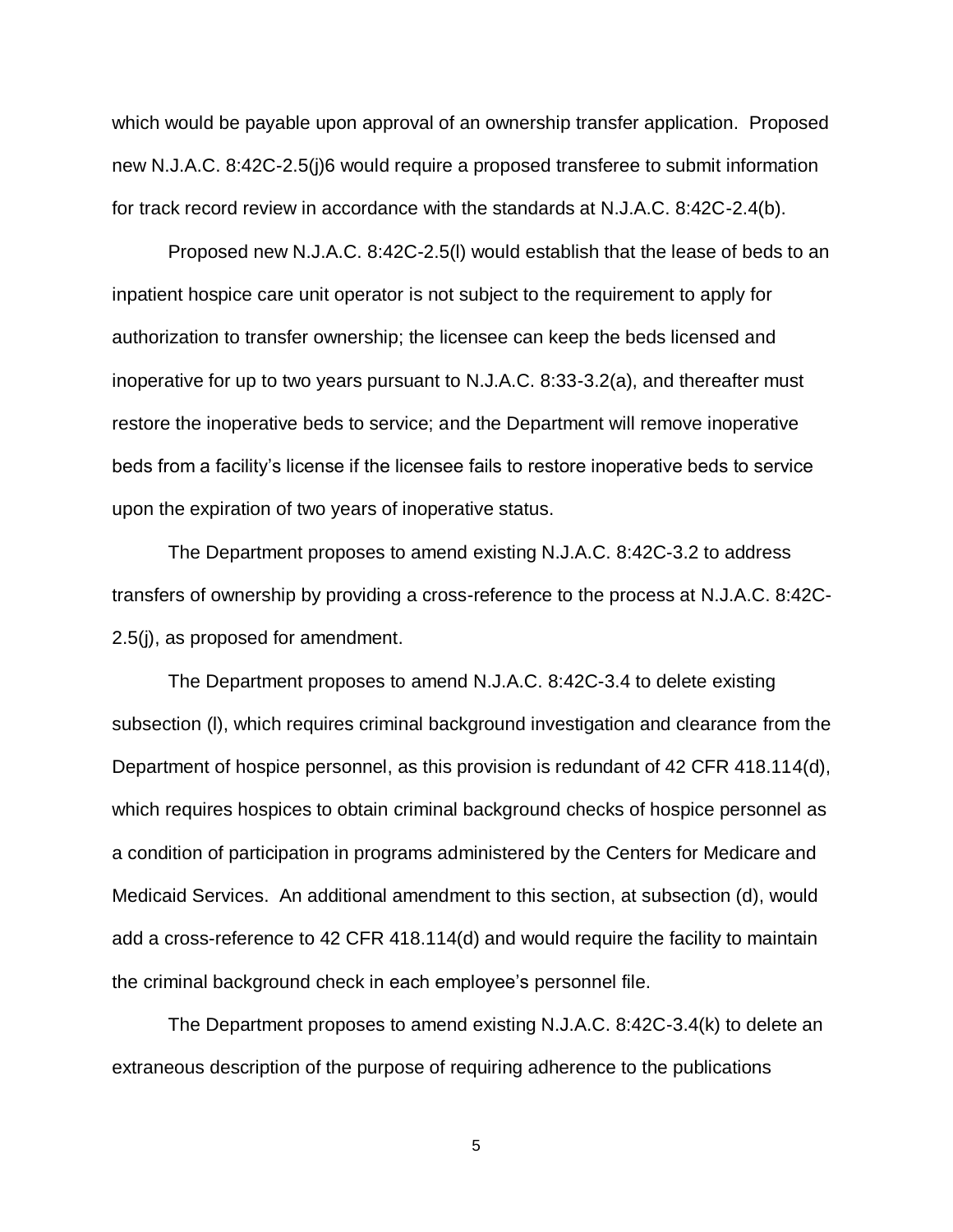which would be payable upon approval of an ownership transfer application. Proposed new N.J.A.C. 8:42C-2.5(j)6 would require a proposed transferee to submit information for track record review in accordance with the standards at N.J.A.C. 8:42C-2.4(b).

Proposed new N.J.A.C. 8:42C-2.5(l) would establish that the lease of beds to an inpatient hospice care unit operator is not subject to the requirement to apply for authorization to transfer ownership; the licensee can keep the beds licensed and inoperative for up to two years pursuant to N.J.A.C. 8:33-3.2(a), and thereafter must restore the inoperative beds to service; and the Department will remove inoperative beds from a facility's license if the licensee fails to restore inoperative beds to service upon the expiration of two years of inoperative status.

The Department proposes to amend existing N.J.A.C. 8:42C-3.2 to address transfers of ownership by providing a cross-reference to the process at N.J.A.C. 8:42C-2.5(j), as proposed for amendment.

The Department proposes to amend N.J.A.C. 8:42C-3.4 to delete existing subsection (l), which requires criminal background investigation and clearance from the Department of hospice personnel, as this provision is redundant of 42 CFR 418.114(d), which requires hospices to obtain criminal background checks of hospice personnel as a condition of participation in programs administered by the Centers for Medicare and Medicaid Services. An additional amendment to this section, at subsection (d), would add a cross-reference to 42 CFR 418.114(d) and would require the facility to maintain the criminal background check in each employee's personnel file.

The Department proposes to amend existing N.J.A.C. 8:42C-3.4(k) to delete an extraneous description of the purpose of requiring adherence to the publications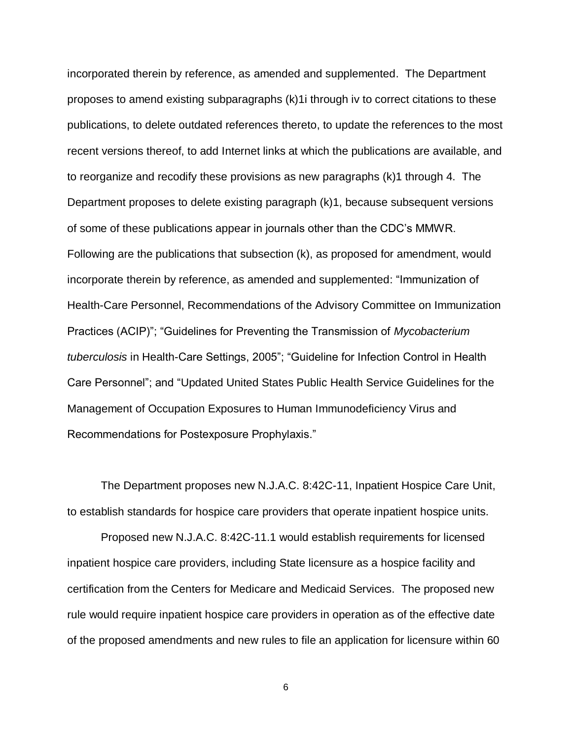incorporated therein by reference, as amended and supplemented. The Department proposes to amend existing subparagraphs (k)1i through iv to correct citations to these publications, to delete outdated references thereto, to update the references to the most recent versions thereof, to add Internet links at which the publications are available, and to reorganize and recodify these provisions as new paragraphs (k)1 through 4. The Department proposes to delete existing paragraph (k)1, because subsequent versions of some of these publications appear in journals other than the CDC's MMWR. Following are the publications that subsection (k), as proposed for amendment, would incorporate therein by reference, as amended and supplemented: "Immunization of Health-Care Personnel, Recommendations of the Advisory Committee on Immunization Practices (ACIP)"; "Guidelines for Preventing the Transmission of *Mycobacterium tuberculosis* in Health-Care Settings, 2005"; "Guideline for Infection Control in Health Care Personnel"; and "Updated United States Public Health Service Guidelines for the Management of Occupation Exposures to Human Immunodeficiency Virus and Recommendations for Postexposure Prophylaxis."

The Department proposes new N.J.A.C. 8:42C-11, Inpatient Hospice Care Unit, to establish standards for hospice care providers that operate inpatient hospice units.

Proposed new N.J.A.C. 8:42C-11.1 would establish requirements for licensed inpatient hospice care providers, including State licensure as a hospice facility and certification from the Centers for Medicare and Medicaid Services. The proposed new rule would require inpatient hospice care providers in operation as of the effective date of the proposed amendments and new rules to file an application for licensure within 60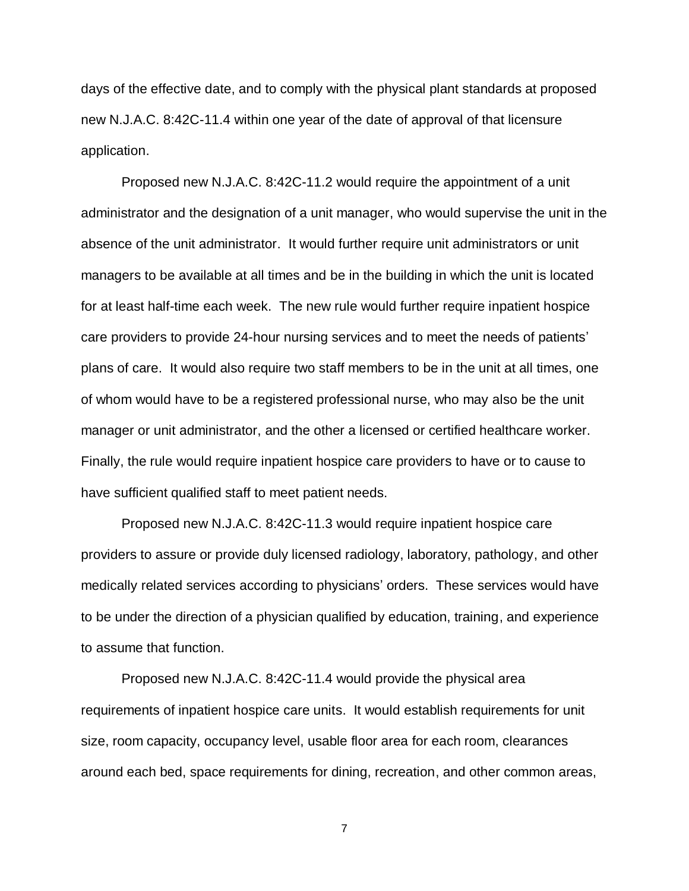days of the effective date, and to comply with the physical plant standards at proposed new N.J.A.C. 8:42C-11.4 within one year of the date of approval of that licensure application.

Proposed new N.J.A.C. 8:42C-11.2 would require the appointment of a unit administrator and the designation of a unit manager, who would supervise the unit in the absence of the unit administrator. It would further require unit administrators or unit managers to be available at all times and be in the building in which the unit is located for at least half-time each week. The new rule would further require inpatient hospice care providers to provide 24-hour nursing services and to meet the needs of patients' plans of care. It would also require two staff members to be in the unit at all times, one of whom would have to be a registered professional nurse, who may also be the unit manager or unit administrator, and the other a licensed or certified healthcare worker. Finally, the rule would require inpatient hospice care providers to have or to cause to have sufficient qualified staff to meet patient needs.

Proposed new N.J.A.C. 8:42C-11.3 would require inpatient hospice care providers to assure or provide duly licensed radiology, laboratory, pathology, and other medically related services according to physicians' orders. These services would have to be under the direction of a physician qualified by education, training, and experience to assume that function.

Proposed new N.J.A.C. 8:42C-11.4 would provide the physical area requirements of inpatient hospice care units. It would establish requirements for unit size, room capacity, occupancy level, usable floor area for each room, clearances around each bed, space requirements for dining, recreation, and other common areas,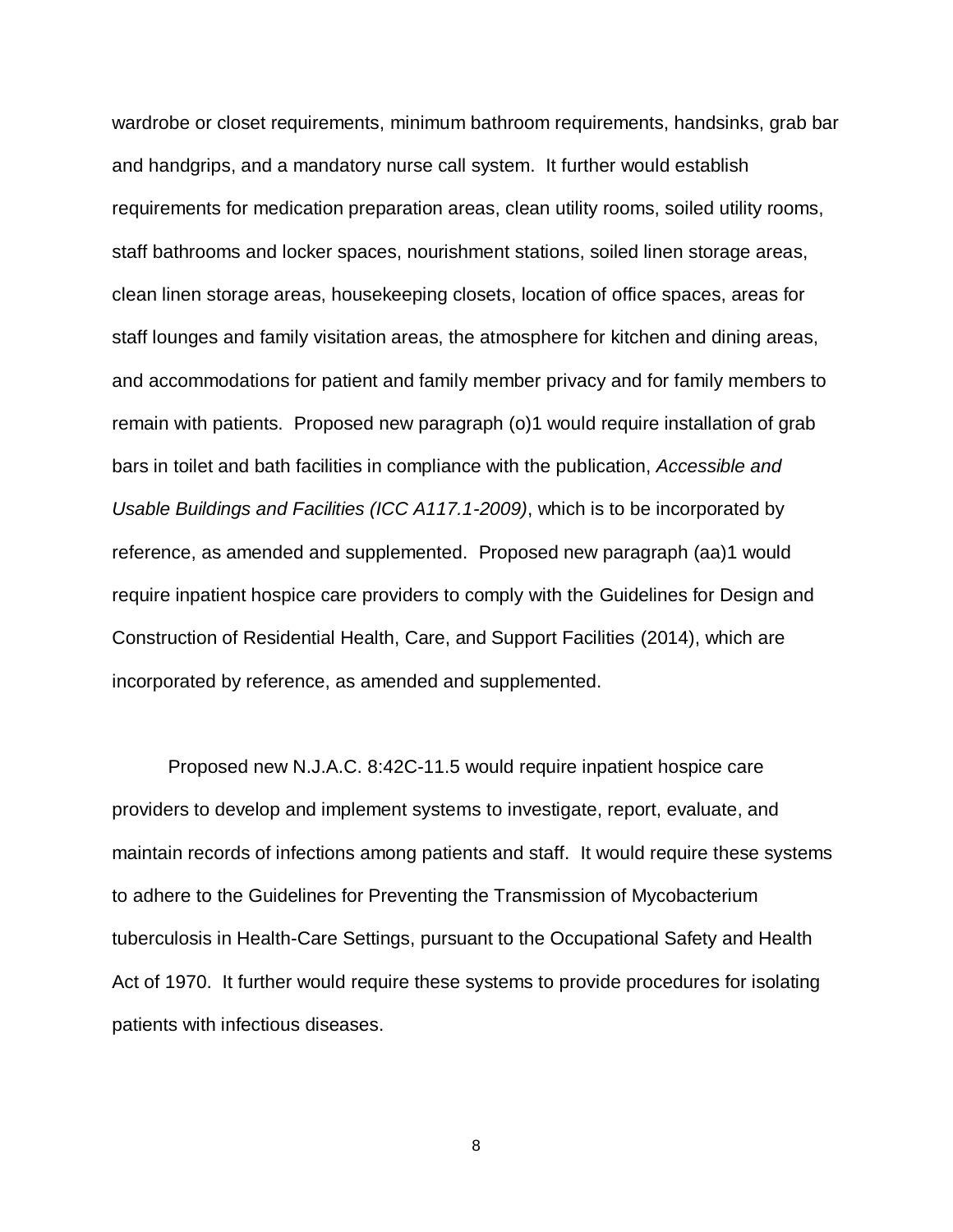wardrobe or closet requirements, minimum bathroom requirements, handsinks, grab bar and handgrips, and a mandatory nurse call system. It further would establish requirements for medication preparation areas, clean utility rooms, soiled utility rooms, staff bathrooms and locker spaces, nourishment stations, soiled linen storage areas, clean linen storage areas, housekeeping closets, location of office spaces, areas for staff lounges and family visitation areas, the atmosphere for kitchen and dining areas, and accommodations for patient and family member privacy and for family members to remain with patients. Proposed new paragraph (o)1 would require installation of grab bars in toilet and bath facilities in compliance with the publication, *Accessible and Usable Buildings and Facilities (ICC A117.1-2009)*, which is to be incorporated by reference, as amended and supplemented. Proposed new paragraph (aa)1 would require inpatient hospice care providers to comply with the Guidelines for Design and Construction of Residential Health, Care, and Support Facilities (2014), which are incorporated by reference, as amended and supplemented.

Proposed new N.J.A.C. 8:42C-11.5 would require inpatient hospice care providers to develop and implement systems to investigate, report, evaluate, and maintain records of infections among patients and staff. It would require these systems to adhere to the Guidelines for Preventing the Transmission of Mycobacterium tuberculosis in Health-Care Settings, pursuant to the Occupational Safety and Health Act of 1970. It further would require these systems to provide procedures for isolating patients with infectious diseases.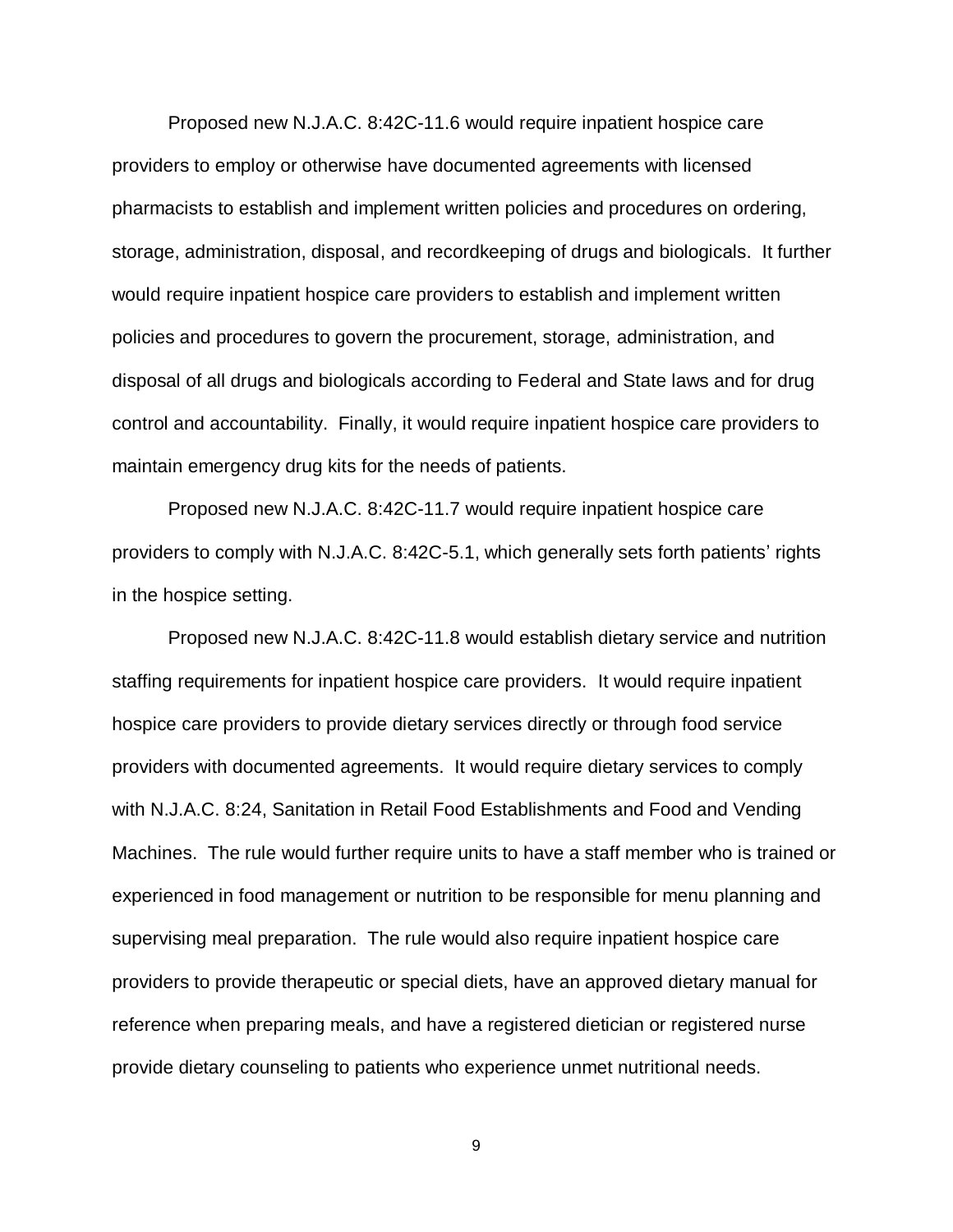Proposed new N.J.A.C. 8:42C-11.6 would require inpatient hospice care providers to employ or otherwise have documented agreements with licensed pharmacists to establish and implement written policies and procedures on ordering, storage, administration, disposal, and recordkeeping of drugs and biologicals. It further would require inpatient hospice care providers to establish and implement written policies and procedures to govern the procurement, storage, administration, and disposal of all drugs and biologicals according to Federal and State laws and for drug control and accountability. Finally, it would require inpatient hospice care providers to maintain emergency drug kits for the needs of patients.

Proposed new N.J.A.C. 8:42C-11.7 would require inpatient hospice care providers to comply with N.J.A.C. 8:42C-5.1, which generally sets forth patients' rights in the hospice setting.

Proposed new N.J.A.C. 8:42C-11.8 would establish dietary service and nutrition staffing requirements for inpatient hospice care providers. It would require inpatient hospice care providers to provide dietary services directly or through food service providers with documented agreements. It would require dietary services to comply with N.J.A.C. 8:24, Sanitation in Retail Food Establishments and Food and Vending Machines. The rule would further require units to have a staff member who is trained or experienced in food management or nutrition to be responsible for menu planning and supervising meal preparation. The rule would also require inpatient hospice care providers to provide therapeutic or special diets, have an approved dietary manual for reference when preparing meals, and have a registered dietician or registered nurse provide dietary counseling to patients who experience unmet nutritional needs.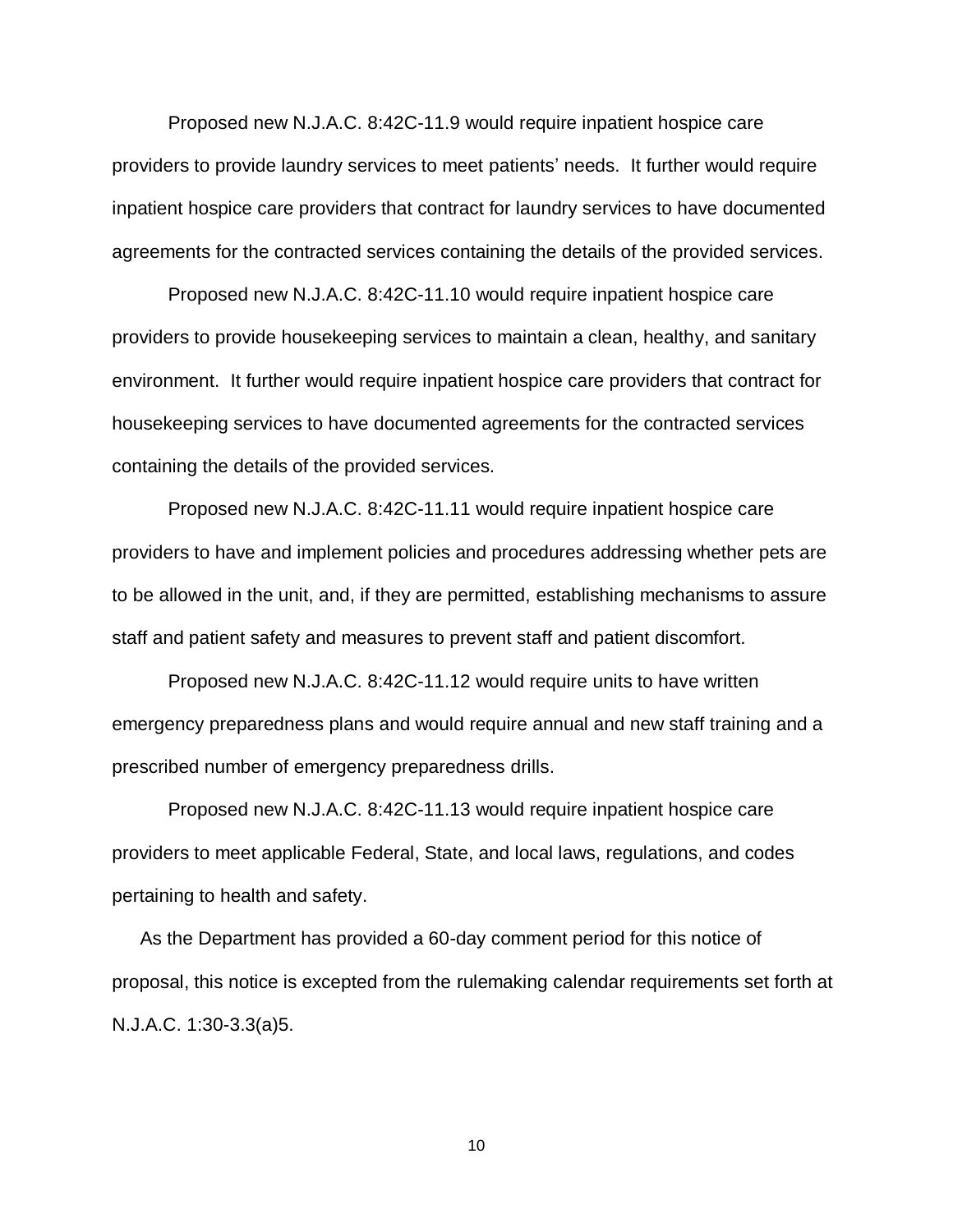Proposed new N.J.A.C. 8:42C-11.9 would require inpatient hospice care providers to provide laundry services to meet patients' needs. It further would require inpatient hospice care providers that contract for laundry services to have documented agreements for the contracted services containing the details of the provided services.

Proposed new N.J.A.C. 8:42C-11.10 would require inpatient hospice care providers to provide housekeeping services to maintain a clean, healthy, and sanitary environment. It further would require inpatient hospice care providers that contract for housekeeping services to have documented agreements for the contracted services containing the details of the provided services.

Proposed new N.J.A.C. 8:42C-11.11 would require inpatient hospice care providers to have and implement policies and procedures addressing whether pets are to be allowed in the unit, and, if they are permitted, establishing mechanisms to assure staff and patient safety and measures to prevent staff and patient discomfort.

Proposed new N.J.A.C. 8:42C-11.12 would require units to have written emergency preparedness plans and would require annual and new staff training and a prescribed number of emergency preparedness drills.

Proposed new N.J.A.C. 8:42C-11.13 would require inpatient hospice care providers to meet applicable Federal, State, and local laws, regulations, and codes pertaining to health and safety.

As the Department has provided a 60-day comment period for this notice of proposal, this notice is excepted from the rulemaking calendar requirements set forth at N.J.A.C. 1:30-3.3(a)5.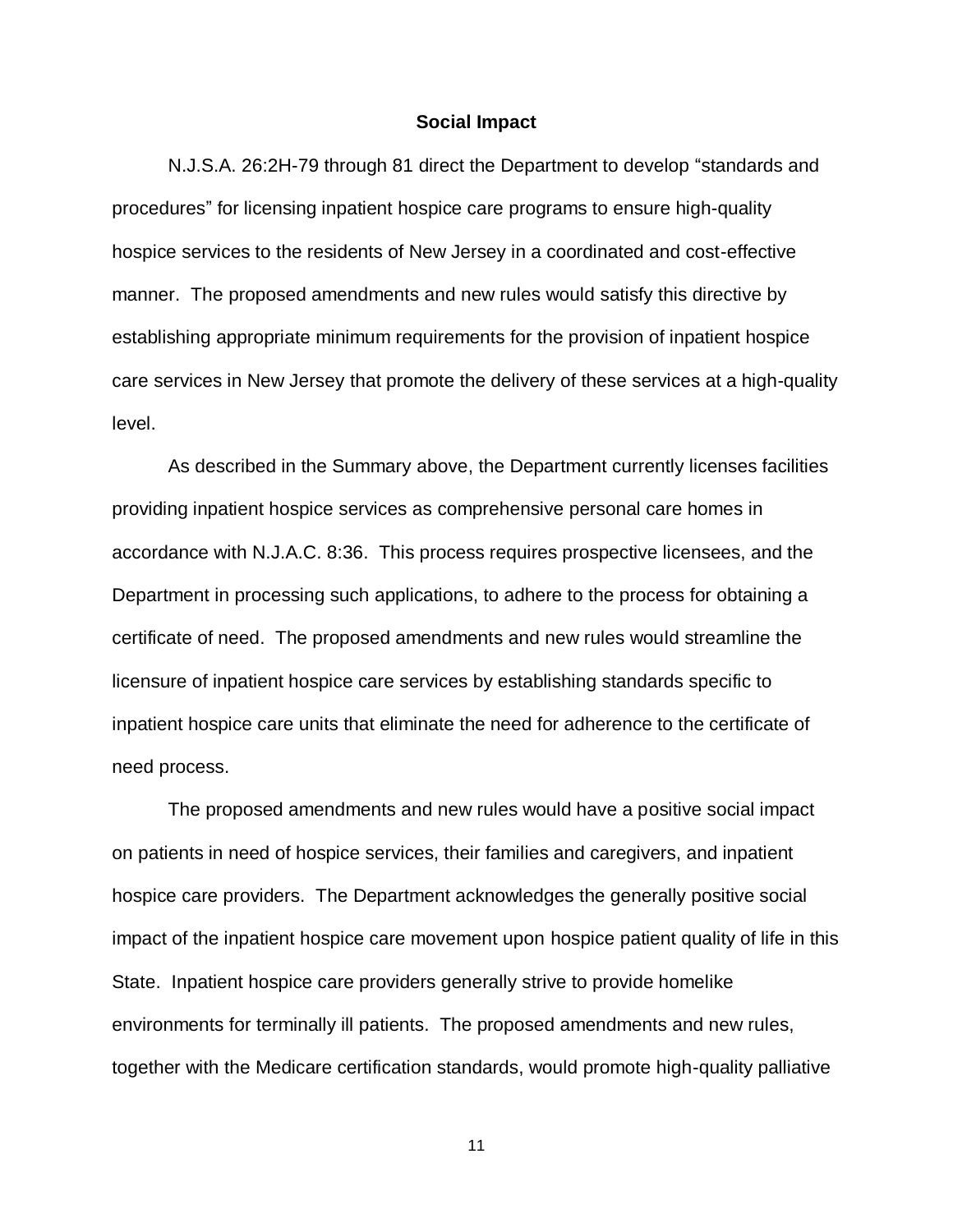## Social Impact

N.J.S.A. 26:2H-79 through 81 direct the Department to develop "standards and procedures" for licensing inpatient hospice care programs to ensure high-quality hospice services to the residents of New Jersey in a coordinated and cost-effective manner. The proposed amendments and new rules would satisfy this directive by establishing appropriate minimum requirements for the provision of inpatient hospice care services in New Jersey that promote the delivery of these services at a high-quality level.

As described in the Summary above, the Department currently licenses facilities providing inpatient hospice services as comprehensive personal care homes in accordance with N.J.A.C. 8:36. This process requires prospective licensees, and the Department in processing such applications, to adhere to the process for obtaining a certificate of need. The proposed amendments and new rules would streamline the licensure of inpatient hospice care services by establishing standards specific to inpatient hospice care units that eliminate the need for adherence to the certificate of need process.

The proposed amendments and new rules would have a positive social impact on patients in need of hospice services, their families and caregivers, and inpatient hospice care providers. The Department acknowledges the generally positive social impact of the inpatient hospice care movement upon hospice patient quality of life in this State. Inpatient hospice care providers generally strive to provide homelike environments for terminally ill patients. The proposed amendments and new rules, together with the Medicare certification standards, would promote high-quality palliative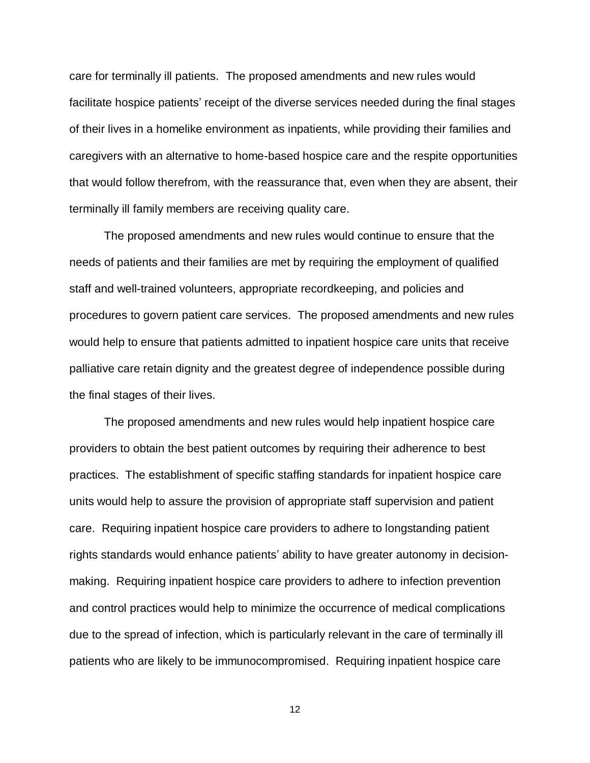care for terminally ill patients. The proposed amendments and new rules would facilitate hospice patients' receipt of the diverse services needed during the final stages of their lives in a homelike environment as inpatients, while providing their families and caregivers with an alternative to home-based hospice care and the respite opportunities that would follow therefrom, with the reassurance that, even when they are absent, their terminally ill family members are receiving quality care.

The proposed amendments and new rules would continue to ensure that the needs of patients and their families are met by requiring the employment of qualified staff and well-trained volunteers, appropriate recordkeeping, and policies and procedures to govern patient care services. The proposed amendments and new rules would help to ensure that patients admitted to inpatient hospice care units that receive palliative care retain dignity and the greatest degree of independence possible during the final stages of their lives.

The proposed amendments and new rules would help inpatient hospice care providers to obtain the best patient outcomes by requiring their adherence to best practices. The establishment of specific staffing standards for inpatient hospice care units would help to assure the provision of appropriate staff supervision and patient care. Requiring inpatient hospice care providers to adhere to longstanding patient rights standards would enhance patients' ability to have greater autonomy in decision-making. Requiring inpatient hospice care providers to adhere to infection prevention and control practices would help to minimize the occurrence of medical complications due to the spread of infection, which is particularly relevant in the care of terminally ill patients who are likely to be immunocompromised. Requiring inpatient hospice care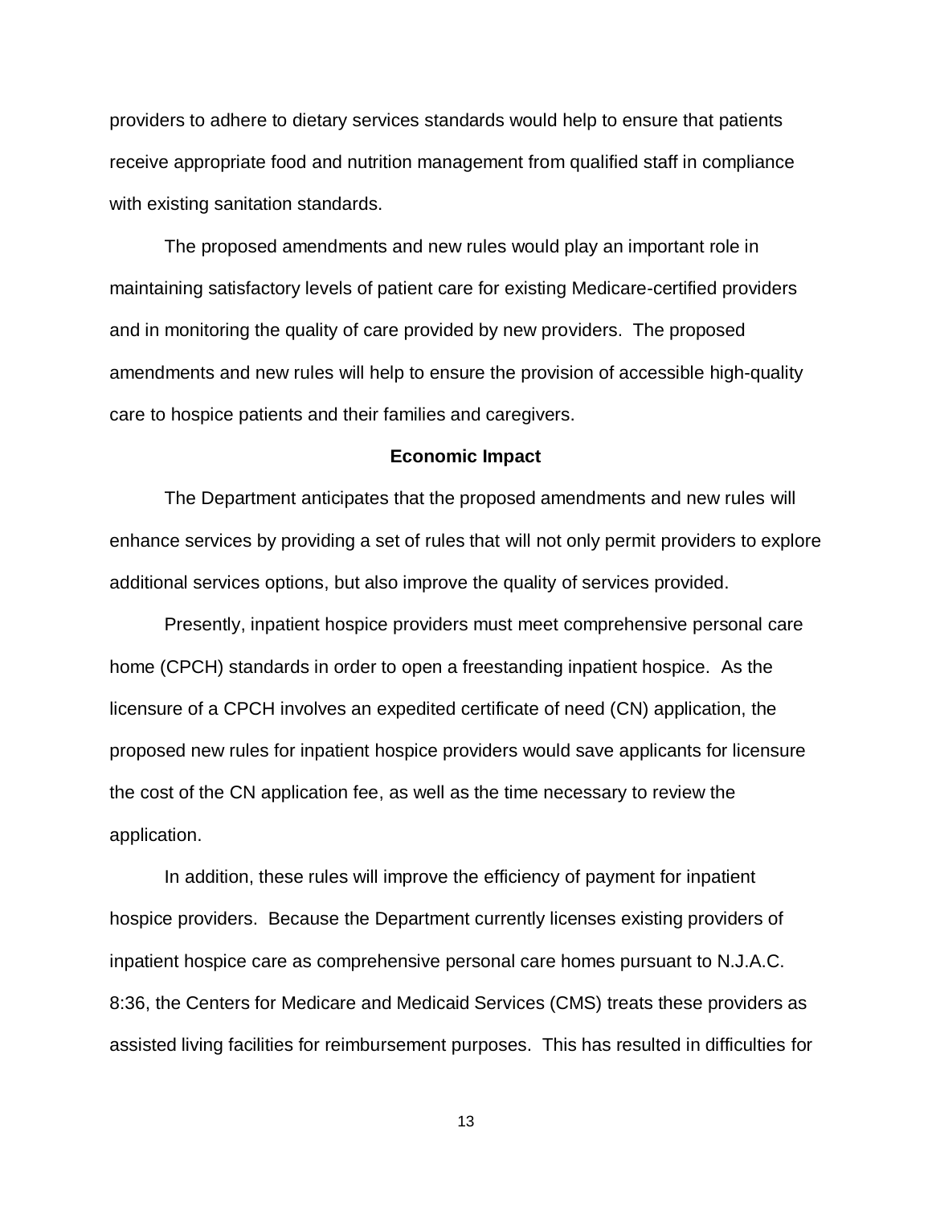providers to adhere to dietary services standards would help to ensure that patients receive appropriate food and nutrition management from qualified staff in compliance with existing sanitation standards.

The proposed amendments and new rules would play an important role in maintaining satisfactory levels of patient care for existing Medicare-certified providers and in monitoring the quality of care provided by new providers. The proposed amendments and new rules will help to ensure the provision of accessible high-quality care to hospice patients and their families and caregivers.

**Economic Impact**

The Department anticipates that the proposed amendments and new rules will enhance services by providing a set of rules that will not only permit providers to explore additional services options, but also improve the quality of services provided.

Presently, inpatient hospice providers must meet comprehensive personal care home (CPCH) standards in order to open a freestanding inpatient hospice. As the licensure of a CPCH involves an expedited certificate of need (CN) application, the proposed new rules for inpatient hospice providers would save applicants for licensure the cost of the CN application fee, as well as the time necessary to review the application.

In addition, these rules will improve the efficiency of payment for inpatient hospice providers. Because the Department currently licenses existing providers of inpatient hospice care as comprehensive personal care homes pursuant to N.J.A.C. 8:36, the Centers for Medicare and Medicaid Services (CMS) treats these providers as assisted living facilities for reimbursement purposes. This has resulted in difficulties for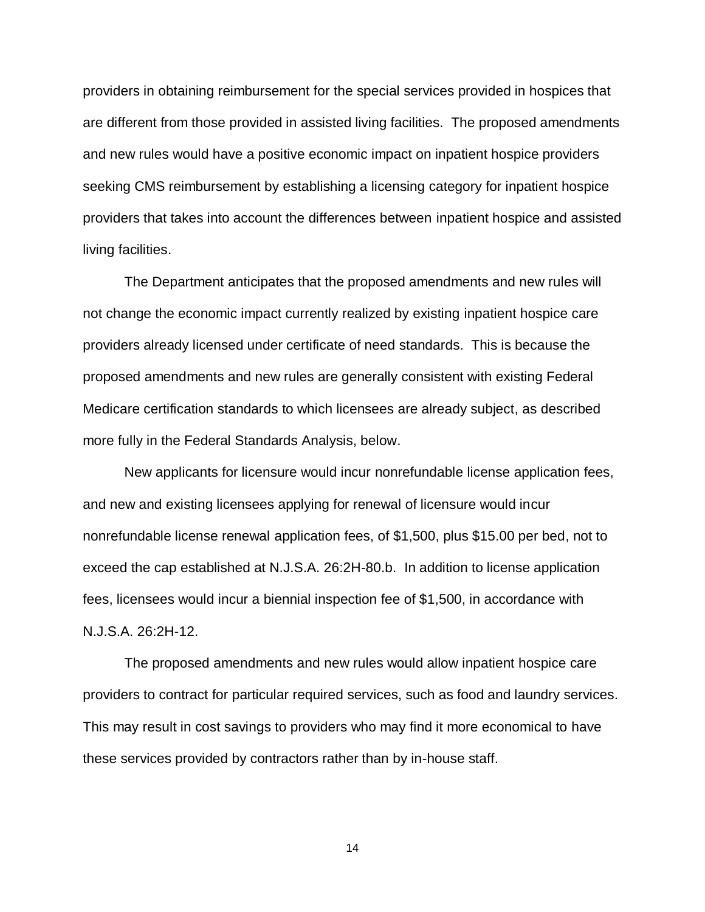providers in obtaining reimbursement for the special services provided in hospices that are different from those provided in assisted living facilities. The proposed amendments and new rules would have a positive economic impact on inpatient hospice providers seeking CMS reimbursement by establishing a licensing category for inpatient hospice providers that takes into account the differences between inpatient hospice and assisted living facilities.

The Department anticipates that the proposed amendments and new rules will not change the economic impact currently realized by existing inpatient hospice care providers already licensed under certificate of need standards. This is because the proposed amendments and new rules are generally consistent with existing Federal Medicare certification standards to which licensees are already subject, as described more fully in the Federal Standards Analysis, below.

New applicants for licensure would incur nonrefundable license application fees, and new and existing licensees applying for renewal of licensure would incur nonrefundable license renewal application fees, of $1,500, plus $15.00 per bed, not to exceed the cap established at N.J.S.A. 26:2H-80.b. In addition to license application fees, licensees would incur a biennial inspection fee of $1,500, in accordance with N.J.S.A. 26:2H-12.

The proposed amendments and new rules would allow inpatient hospice care providers to contract for particular required services, such as food and laundry services. This may result in cost savings to providers who may find it more economical to have these services provided by contractors rather than by in-house staff.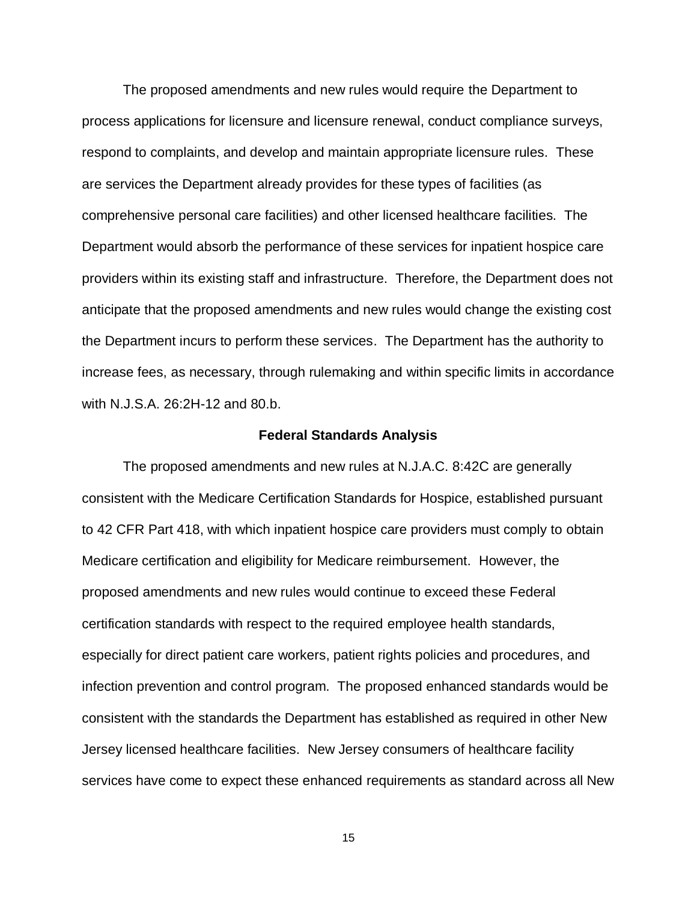The proposed amendments and new rules would require the Department to process applications for licensure and licensure renewal, conduct compliance surveys, respond to complaints, and develop and maintain appropriate licensure rules. These are services the Department already provides for these types of facilities (as comprehensive personal care facilities) and other licensed healthcare facilities. The Department would absorb the performance of these services for inpatient hospice care providers within its existing staff and infrastructure. Therefore, the Department does not anticipate that the proposed amendments and new rules would change the existing cost the Department incurs to perform these services. The Department has the authority to increase fees, as necessary, through rulemaking and within specific limits in accordance with N.J.S.A. 26:2H-12 and 80.b.

**Federal Standards Analysis**

The proposed amendments and new rules at N.J.A.C. 8:42C are generally consistent with the Medicare Certification Standards for Hospice, established pursuant to 42 CFR Part 418, with which inpatient hospice care providers must comply to obtain Medicare certification and eligibility for Medicare reimbursement. However, the proposed amendments and new rules would continue to exceed these Federal certification standards with respect to the required employee health standards, especially for direct patient care workers, patient rights policies and procedures, and infection prevention and control program. The proposed enhanced standards would be consistent with the standards the Department has established as required in other New Jersey licensed healthcare facilities. New Jersey consumers of healthcare facility services have come to expect these enhanced requirements as standard across all New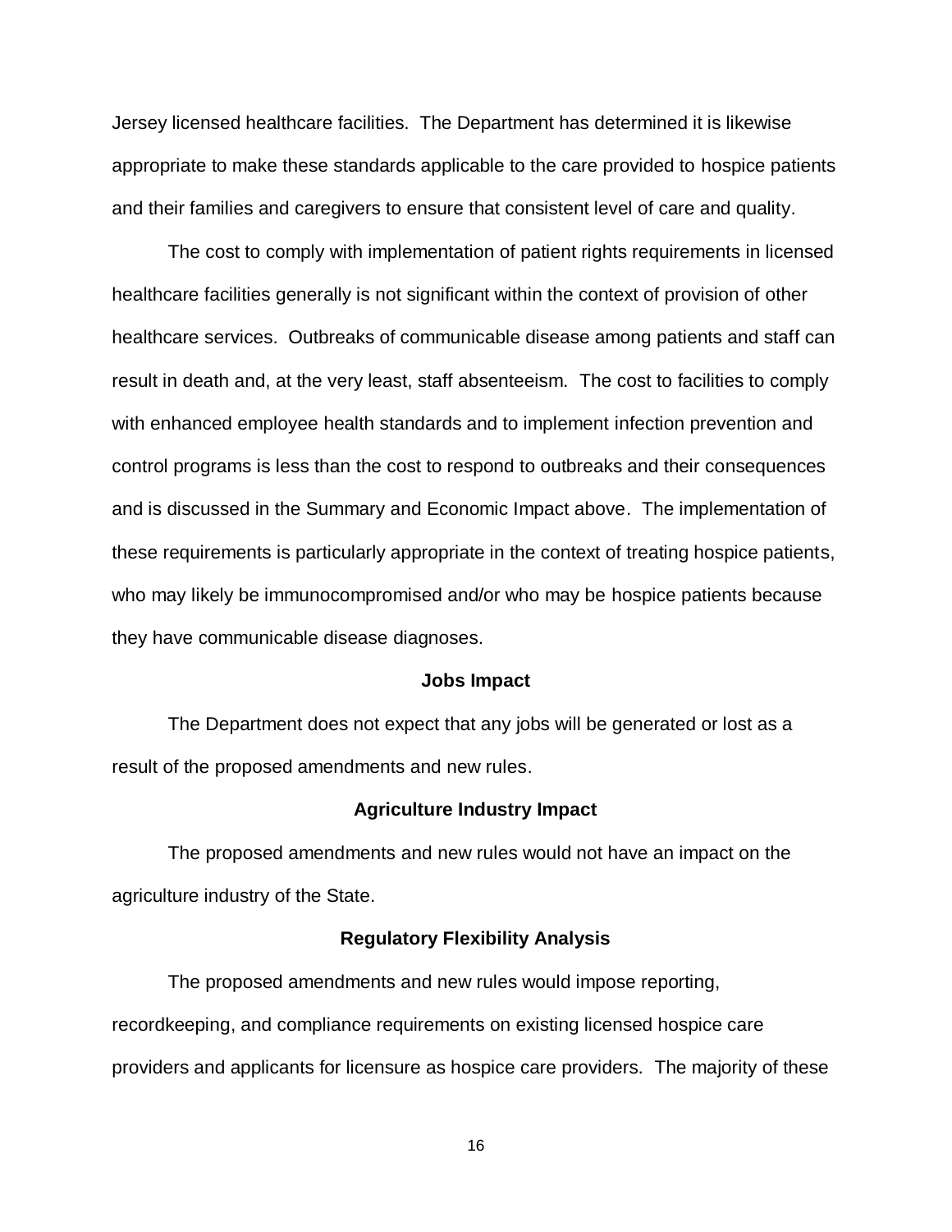Jersey licensed healthcare facilities. The Department has determined it is likewise appropriate to make these standards applicable to the care provided to hospice patients and their families and caregivers to ensure that consistent level of care and quality.

The cost to comply with implementation of patient rights requirements in licensed healthcare facilities generally is not significant within the context of provision of other healthcare services. Outbreaks of communicable disease among patients and staff can result in death and, at the very least, staff absenteeism. The cost to facilities to comply with enhanced employee health standards and to implement infection prevention and control programs is less than the cost to respond to outbreaks and their consequences and is discussed in the Summary and Economic Impact above. The implementation of these requirements is particularly appropriate in the context of treating hospice patients, who may likely be immunocompromised and/or who may be hospice patients because they have communicable disease diagnoses.

**Jobs Impact**

The Department does not expect that any jobs will be generated or lost as a result of the proposed amendments and new rules.

**Agriculture Industry Impact**

The proposed amendments and new rules would not have an impact on the agriculture industry of the State.

**Regulatory Flexibility Analysis**

The proposed amendments and new rules would impose reporting, recordkeeping, and compliance requirements on existing licensed hospice care providers and applicants for licensure as hospice care providers. The majority of these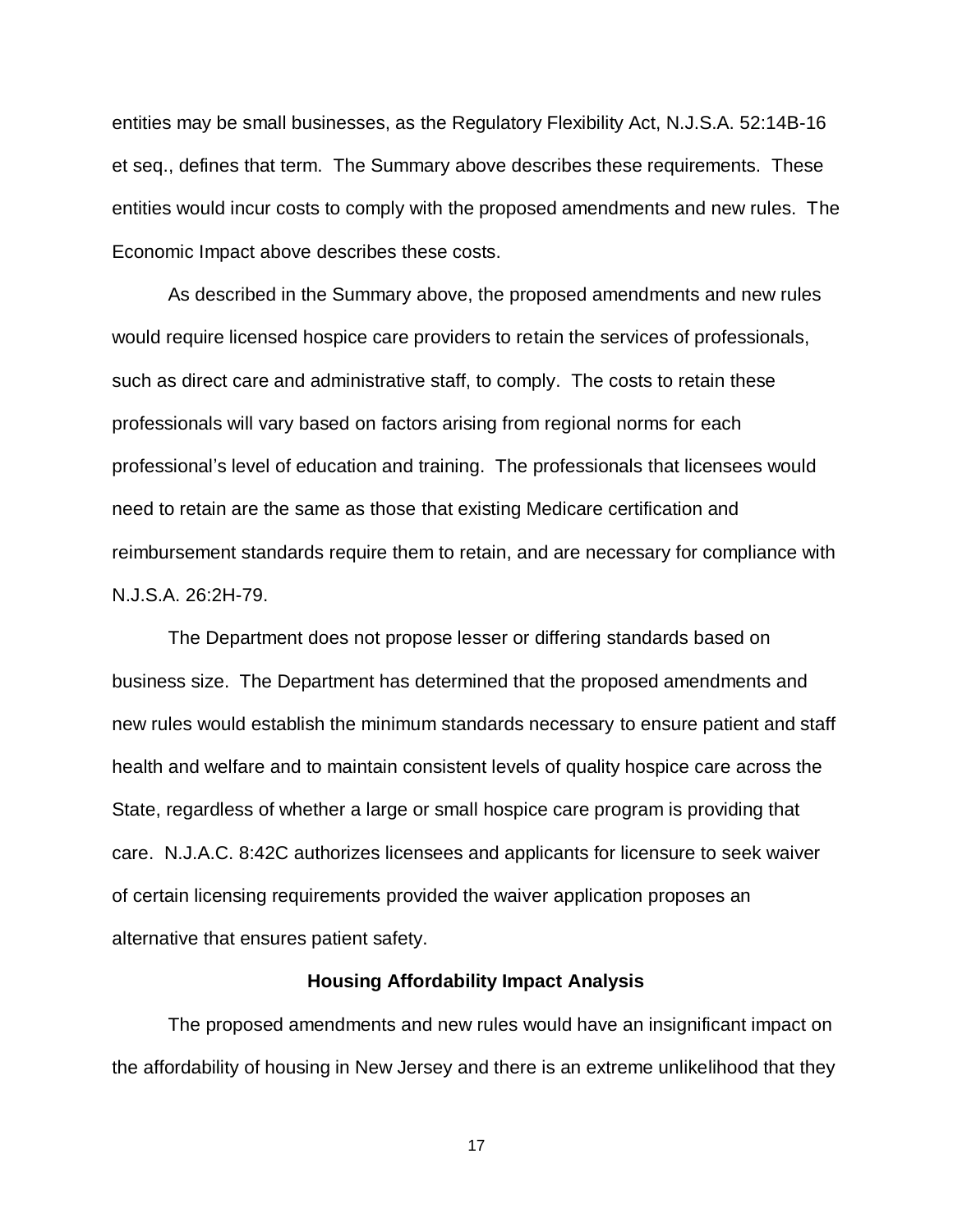entities may be small businesses, as the Regulatory Flexibility Act, N.J.S.A. 52:14B-16 et seq., defines that term. The Summary above describes these requirements. These entities would incur costs to comply with the proposed amendments and new rules. The Economic Impact above describes these costs.

As described in the Summary above, the proposed amendments and new rules would require licensed hospice care providers to retain the services of professionals, such as direct care and administrative staff, to comply. The costs to retain these professionals will vary based on factors arising from regional norms for each professional's level of education and training. The professionals that licensees would need to retain are the same as those that existing Medicare certification and reimbursement standards require them to retain, and are necessary for compliance with N.J.S.A. 26:2H-79.

The Department does not propose lesser or differing standards based on business size. The Department has determined that the proposed amendments and new rules would establish the minimum standards necessary to ensure patient and staff health and welfare and to maintain consistent levels of quality hospice care across the State, regardless of whether a large or small hospice care program is providing that care. N.J.A.C. 8:42C authorizes licensees and applicants for licensure to seek waiver of certain licensing requirements provided the waiver application proposes an alternative that ensures patient safety.

**Housing Affordability Impact Analysis**

The proposed amendments and new rules would have an insignificant impact on the affordability of housing in New Jersey and there is an extreme unlikelihood that they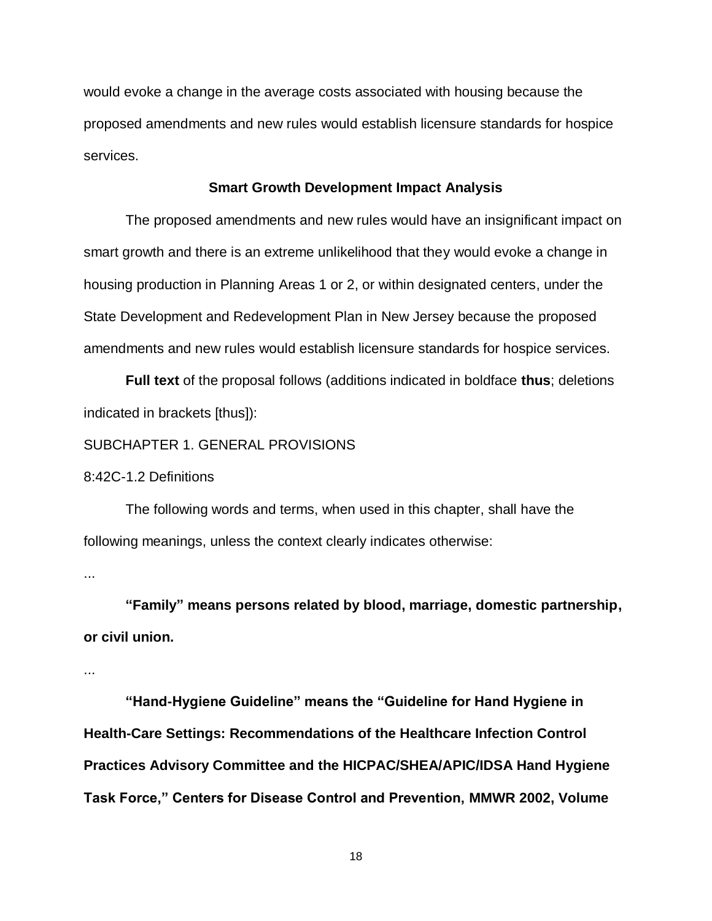would evoke a change in the average costs associated with housing because the proposed amendments and new rules would establish licensure standards for hospice services.

**Smart Growth Development Impact Analysis**

The proposed amendments and new rules would have an insignificant impact on smart growth and there is an extreme unlikelihood that they would evoke a change in housing production in Planning Areas 1 or 2, or within designated centers, under the State Development and Redevelopment Plan in New Jersey because the proposed amendments and new rules would establish licensure standards for hospice services.

**Full text** of the proposal follows (additions indicated in boldface **thus**; deletions indicated in brackets [thus]):

SUBCHAPTER 1. GENERAL PROVISIONS

8:42C-1.2 Definitions

The following words and terms, when used in this chapter, shall have the following meanings, unless the context clearly indicates otherwise:

...

**"Family" means persons related by blood, marriage, domestic partnership, or civil union.**

...

**"Hand-Hygiene Guideline" means the "Guideline for Hand Hygiene in Health-Care Settings: Recommendations of the Healthcare Infection Control Practices Advisory Committee and the HICPAC/SHEA/APIC/IDSA Hand Hygiene Task Force," Centers for Disease Control and Prevention, MMWR 2002, Volume**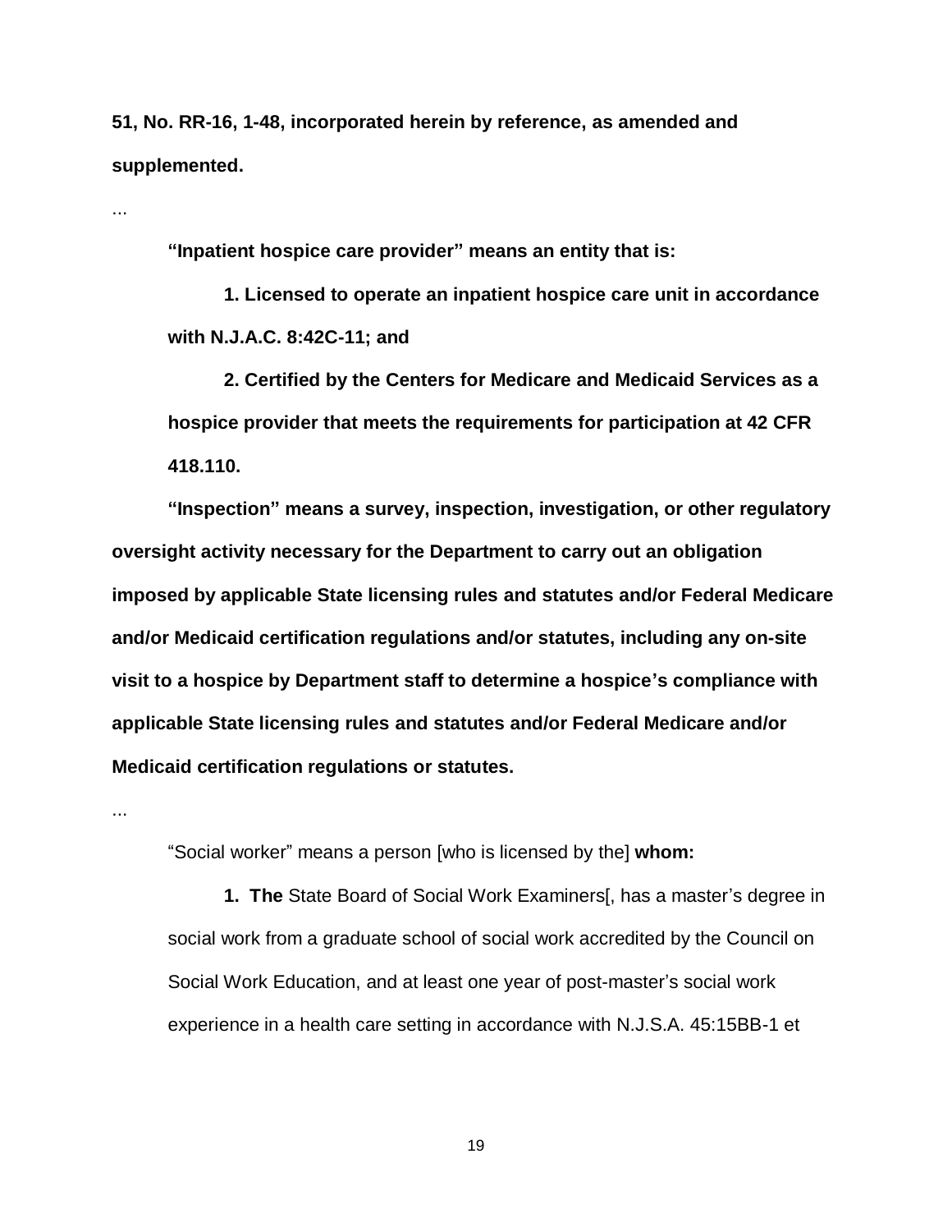**51, No. RR-16, 1-48, incorporated herein by reference, as amended and supplemented.**

...

**"Inpatient hospice care provider" means an entity that is:**

**1. Licensed to operate an inpatient hospice care unit in accordance with N.J.A.C. 8:42C-11; and**

**2. Certified by the Centers for Medicare and Medicaid Services as a hospice provider that meets the requirements for participation at 42 CFR 418.110.**

**"Inspection" means a survey, inspection, investigation, or other regulatory oversight activity necessary for the Department to carry out an obligation imposed by applicable State licensing rules and statutes and/or Federal Medicare and/or Medicaid certification regulations and/or statutes, including any on-site visit to a hospice by Department staff to determine a hospice's compliance with applicable State licensing rules and statutes and/or Federal Medicare and/or Medicaid certification regulations or statutes.**

...

"Social worker" means a person [who is licensed by the] **whom:**

**1. The** State Board of Social Work Examiners[, has a master's degree in social work from a graduate school of social work accredited by the Council on Social Work Education, and at least one year of post-master's social work experience in a health care setting in accordance with N.J.S.A. 45:15BB-1 et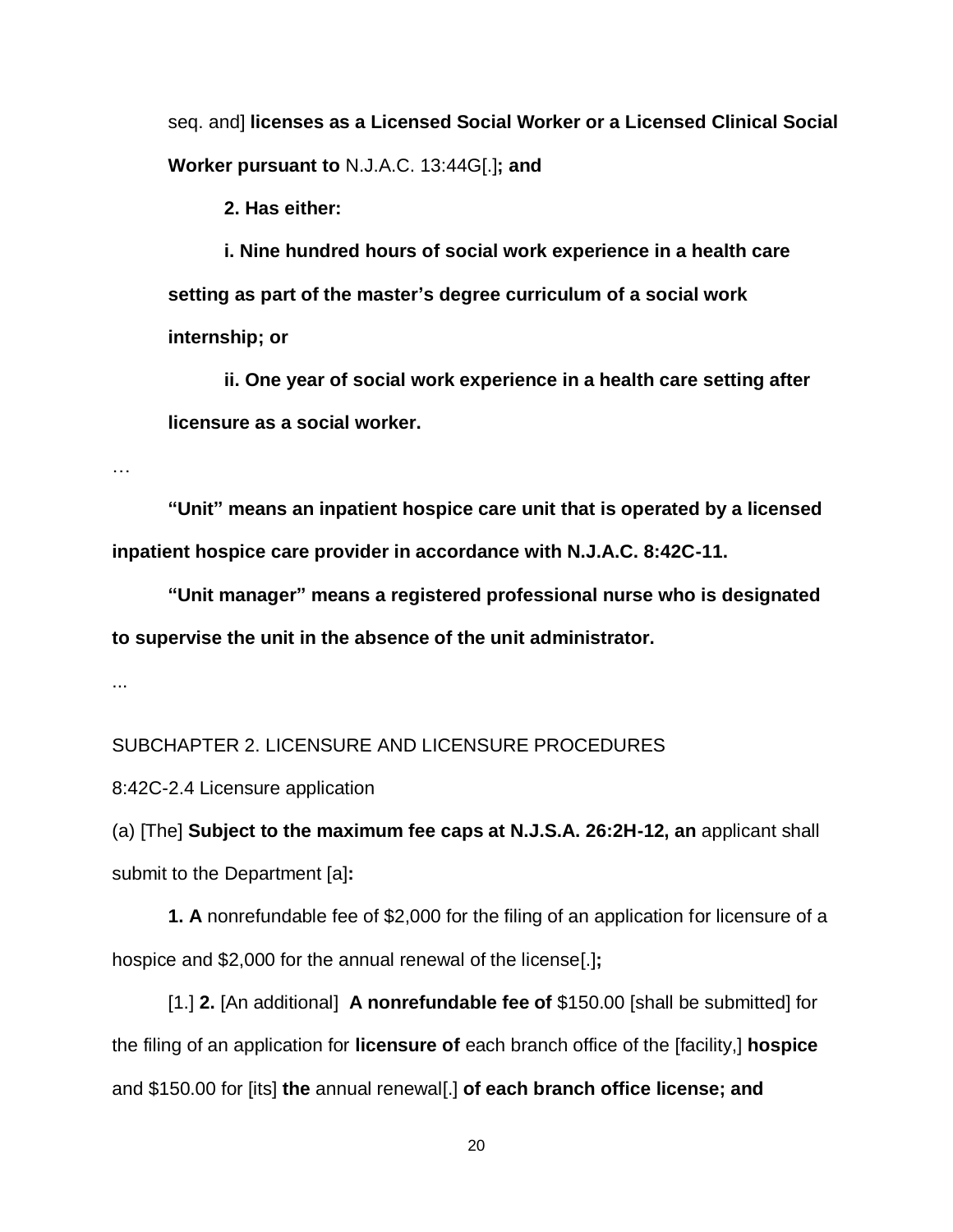seq. and] **licenses as a Licensed Social Worker or a Licensed Clinical Social Worker pursuant to** N.J.A.C. 13:44G[.]**; and**

**2. Has either:**

**i. Nine hundred hours of social work experience in a health care setting as part of the master's degree curriculum of a social work internship; or**

**ii. One year of social work experience in a health care setting after licensure as a social worker.**

…

**"Unit" means an inpatient hospice care unit that is operated by a licensed inpatient hospice care provider in accordance with N.J.A.C. 8:42C-11.**

**"Unit manager" means a registered professional nurse who is designated to supervise the unit in the absence of the unit administrator.**

...

SUBCHAPTER 2. LICENSURE AND LICENSURE PROCEDURES

8:42C-2.4 Licensure application

(a) [The] **Subject to the maximum fee caps at N.J.S.A. 26:2H-12, an** applicant shall submit to the Department [a]**:**

**1. A** nonrefundable fee of $2,000 for the filing of an application for licensure of a hospice and $2,000 for the annual renewal of the license[.]**;**

[1.] **2.** [An additional] **A nonrefundable fee of** $150.00 [shall be submitted] for the filing of an application for **licensure of** each branch office of the [facility,] **hospice** and $150.00 for [its] **the** annual renewal[.] **of each branch office license; and**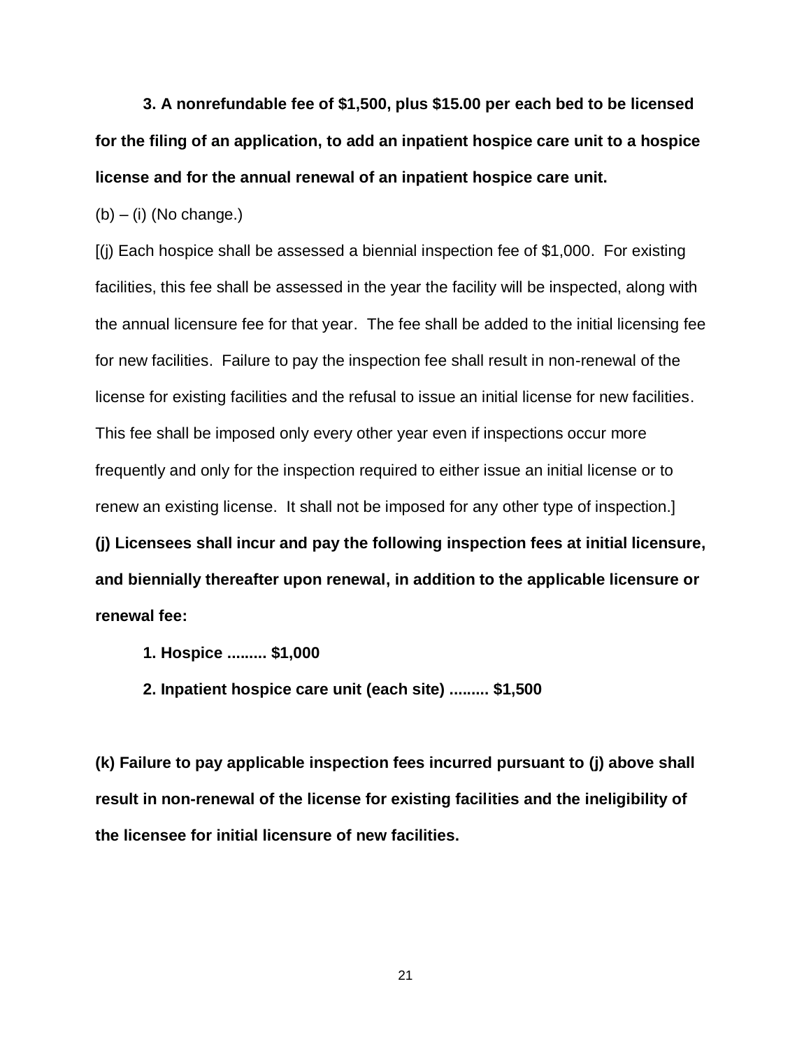**3. A nonrefundable fee of $1,500, plus $15.00 per each bed to be licensed for the filing of an application, to add an inpatient hospice care unit to a hospice license and for the annual renewal of an inpatient hospice care unit.**

(b) – (i) (No change.)

[(j) Each hospice shall be assessed a biennial inspection fee of $1,000. For existing facilities, this fee shall be assessed in the year the facility will be inspected, along with the annual licensure fee for that year. The fee shall be added to the initial licensing fee for new facilities. Failure to pay the inspection fee shall result in non-renewal of the license for existing facilities and the refusal to issue an initial license for new facilities. This fee shall be imposed only every other year even if inspections occur more frequently and only for the inspection required to either issue an initial license or to renew an existing license. It shall not be imposed for any other type of inspection.]

**(j) Licensees shall incur and pay the following inspection fees at initial licensure, and biennially thereafter upon renewal, in addition to the applicable licensure or renewal fee:**

**1. Hospice ......... $1,000**

**2. Inpatient hospice care unit (each site) ......... $1,500**

**(k) Failure to pay applicable inspection fees incurred pursuant to (j) above shall result in non-renewal of the license for existing facilities and the ineligibility of the licensee for initial licensure of new facilities.**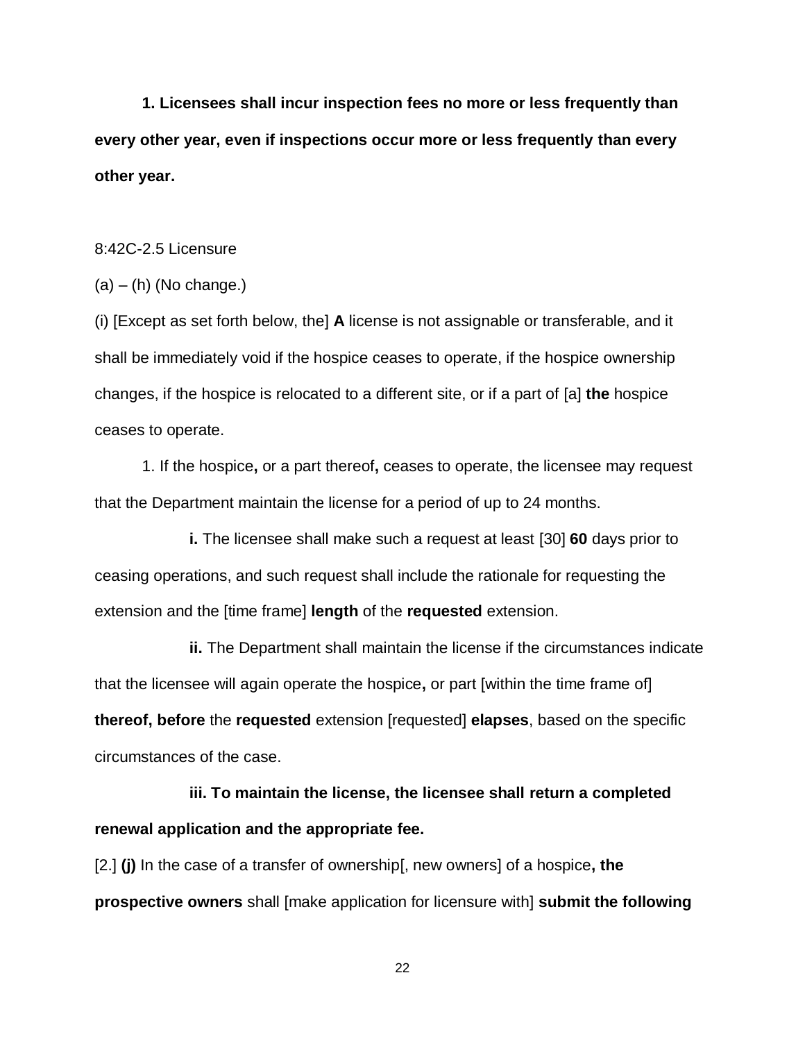**1. Licensees shall incur inspection fees no more or less frequently than every other year, even if inspections occur more or less frequently than every other year.**

8:42C-2.5 Licensure

(a) – (h) (No change.)

(i) [Except as set forth below, the] **A** license is not assignable or transferable, and it shall be immediately void if the hospice ceases to operate, if the hospice ownership changes, if the hospice is relocated to a different site, or if a part of [a] **the** hospice ceases to operate.

1. If the hospice**,** or a part thereof**,** ceases to operate, the licensee may request that the Department maintain the license for a period of up to 24 months.

**i.** The licensee shall make such a request at least [30] **60** days prior to ceasing operations, and such request shall include the rationale for requesting the extension and the [time frame] **length** of the **requested** extension.

**ii.** The Department shall maintain the license if the circumstances indicate that the licensee will again operate the hospice**,** or part [within the time frame of] **thereof, before** the **requested** extension [requested] **elapses**, based on the specific circumstances of the case.

**iii. To maintain the license, the licensee shall return a completed renewal application and the appropriate fee.**

[2.] **(j)** In the case of a transfer of ownership[, new owners] of a hospice**, the prospective owners** shall [make application for licensure with] **submit the following**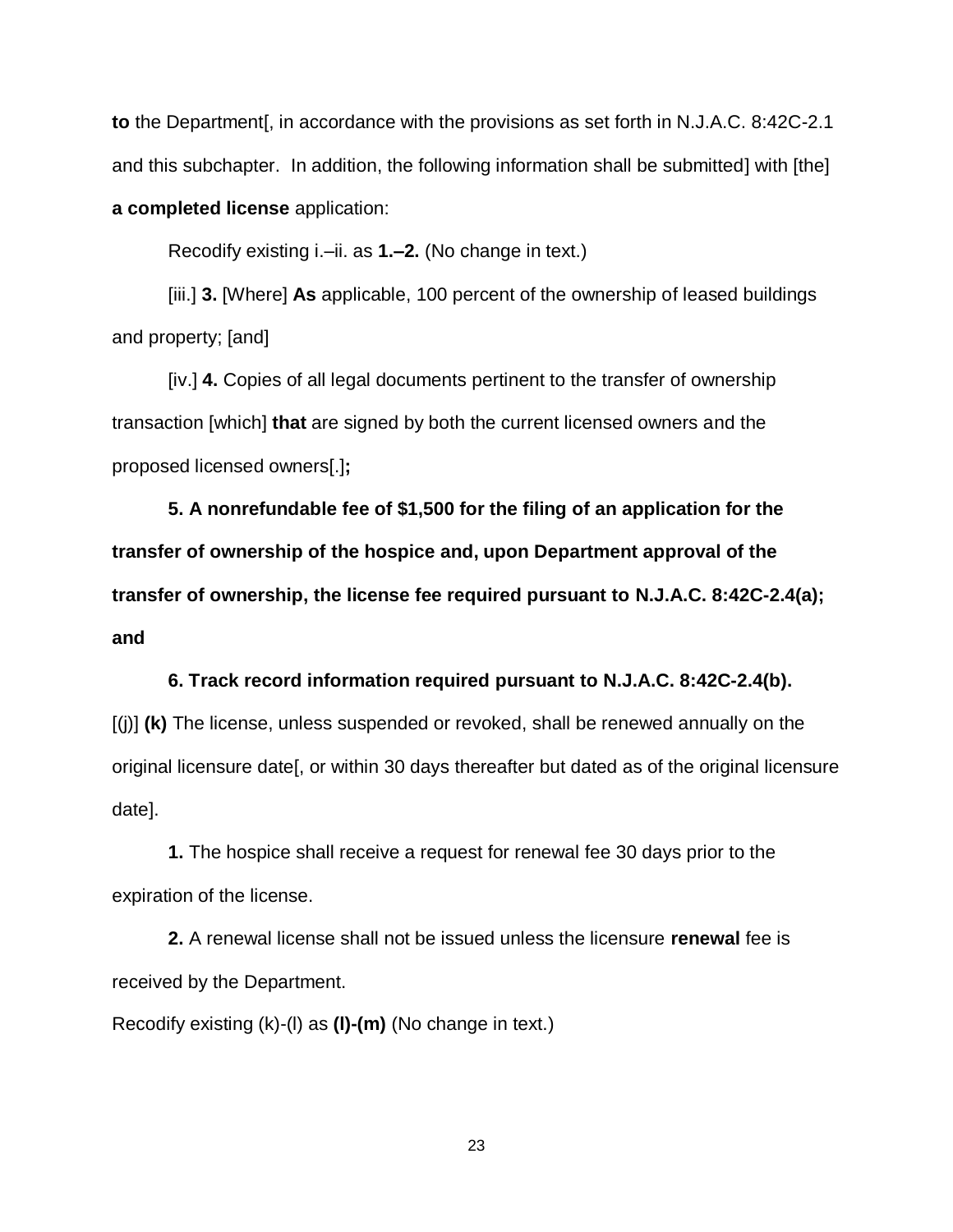**to** the Department[, in accordance with the provisions as set forth in N.J.A.C. 8:42C-2.1 and this subchapter. In addition, the following information shall be submitted] with [the] **a completed license** application:

Recodify existing i.–ii. as **1.–2.** (No change in text.)

[iii.] **3.** [Where] **As** applicable, 100 percent of the ownership of leased buildings and property; [and]

[iv.] **4.** Copies of all legal documents pertinent to the transfer of ownership transaction [which] **that** are signed by both the current licensed owners and the proposed licensed owners[.]**;**

**5. A nonrefundable fee of $1,500 for the filing of an application for the transfer of ownership of the hospice and, upon Department approval of the transfer of ownership, the license fee required pursuant to N.J.A.C. 8:42C-2.4(a); and**

**6. Track record information required pursuant to N.J.A.C. 8:42C-2.4(b).**

[(j)] **(k)** The license, unless suspended or revoked, shall be renewed annually on the original licensure date[, or within 30 days thereafter but dated as of the original licensure date].

**1.** The hospice shall receive a request for renewal fee 30 days prior to the expiration of the license.

**2.** A renewal license shall not be issued unless the licensure **renewal** fee is received by the Department.

Recodify existing (k)-(l) as **(l)-(m)** (No change in text.)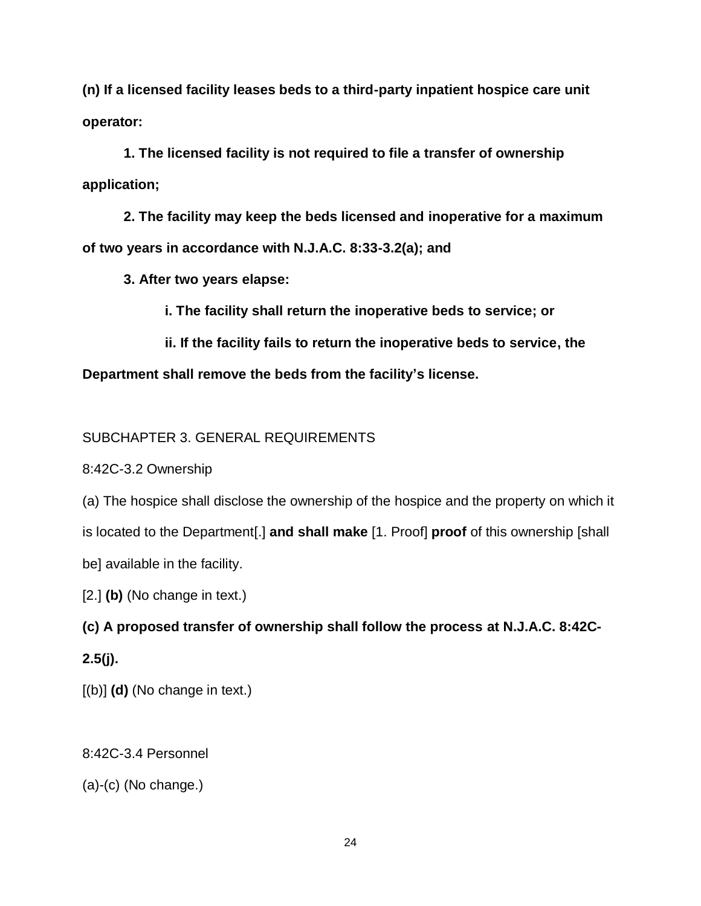**(n) If a licensed facility leases beds to a third-party inpatient hospice care unit operator:**

**1. The licensed facility is not required to file a transfer of ownership application;**

**2. The facility may keep the beds licensed and inoperative for a maximum of two years in accordance with N.J.A.C. 8:33-3.2(a); and**

**3. After two years elapse:**

**i. The facility shall return the inoperative beds to service; or**

**ii. If the facility fails to return the inoperative beds to service, the Department shall remove the beds from the facility's license.**

SUBCHAPTER 3. GENERAL REQUIREMENTS

8:42C-3.2 Ownership

(a) The hospice shall disclose the ownership of the hospice and the property on which it is located to the Department[.] **and shall make** [1. Proof] **proof** of this ownership [shall be] available in the facility.

[2.] **(b)** (No change in text.)

**(c) A proposed transfer of ownership shall follow the process at N.J.A.C. 8:42C-2.5(j).**

[(b)] **(d)** (No change in text.)

8:42C-3.4 Personnel

(a)-(c) (No change.)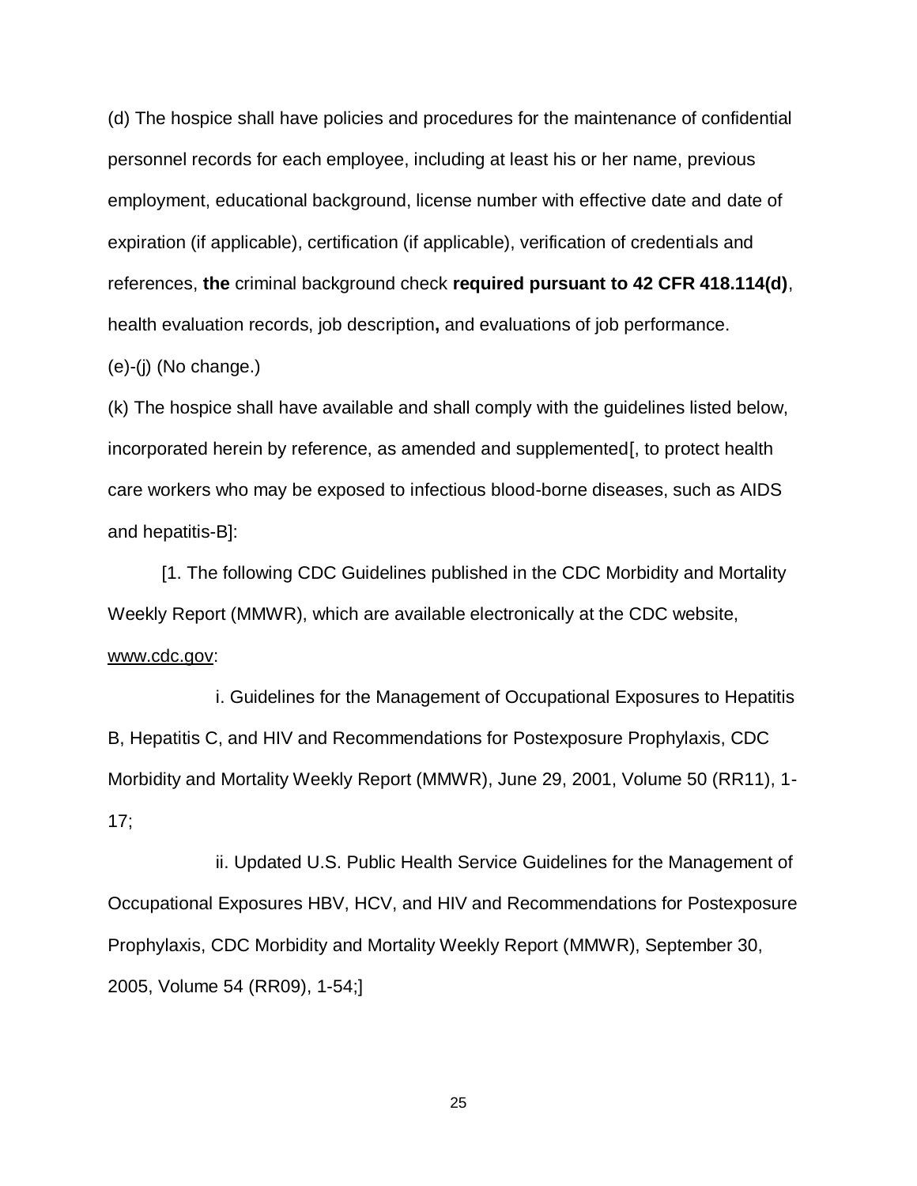(d) The hospice shall have policies and procedures for the maintenance of confidential personnel records for each employee, including at least his or her name, previous employment, educational background, license number with effective date and date of expiration (if applicable), certification (if applicable), verification of credentials and references, **the** criminal background check **required pursuant to 42 CFR 418.114(d)**, health evaluation records, job description**,** and evaluations of job performance.

(e)-(j) (No change.)

(k) The hospice shall have available and shall comply with the guidelines listed below, incorporated herein by reference, as amended and supplemented[, to protect health care workers who may be exposed to infectious blood-borne diseases, such as AIDS and hepatitis-B]:

[1. The following CDC Guidelines published in the CDC Morbidity and Mortality Weekly Report (MMWR), which are available electronically at the CDC website, www.cdc.gov:

i. Guidelines for the Management of Occupational Exposures to Hepatitis B, Hepatitis C, and HIV and Recommendations for Postexposure Prophylaxis, CDC Morbidity and Mortality Weekly Report (MMWR), June 29, 2001, Volume 50 (RR11), 1-17;

ii. Updated U.S. Public Health Service Guidelines for the Management of Occupational Exposures HBV, HCV, and HIV and Recommendations for Postexposure Prophylaxis, CDC Morbidity and Mortality Weekly Report (MMWR), September 30, 2005, Volume 54 (RR09), 1-54;]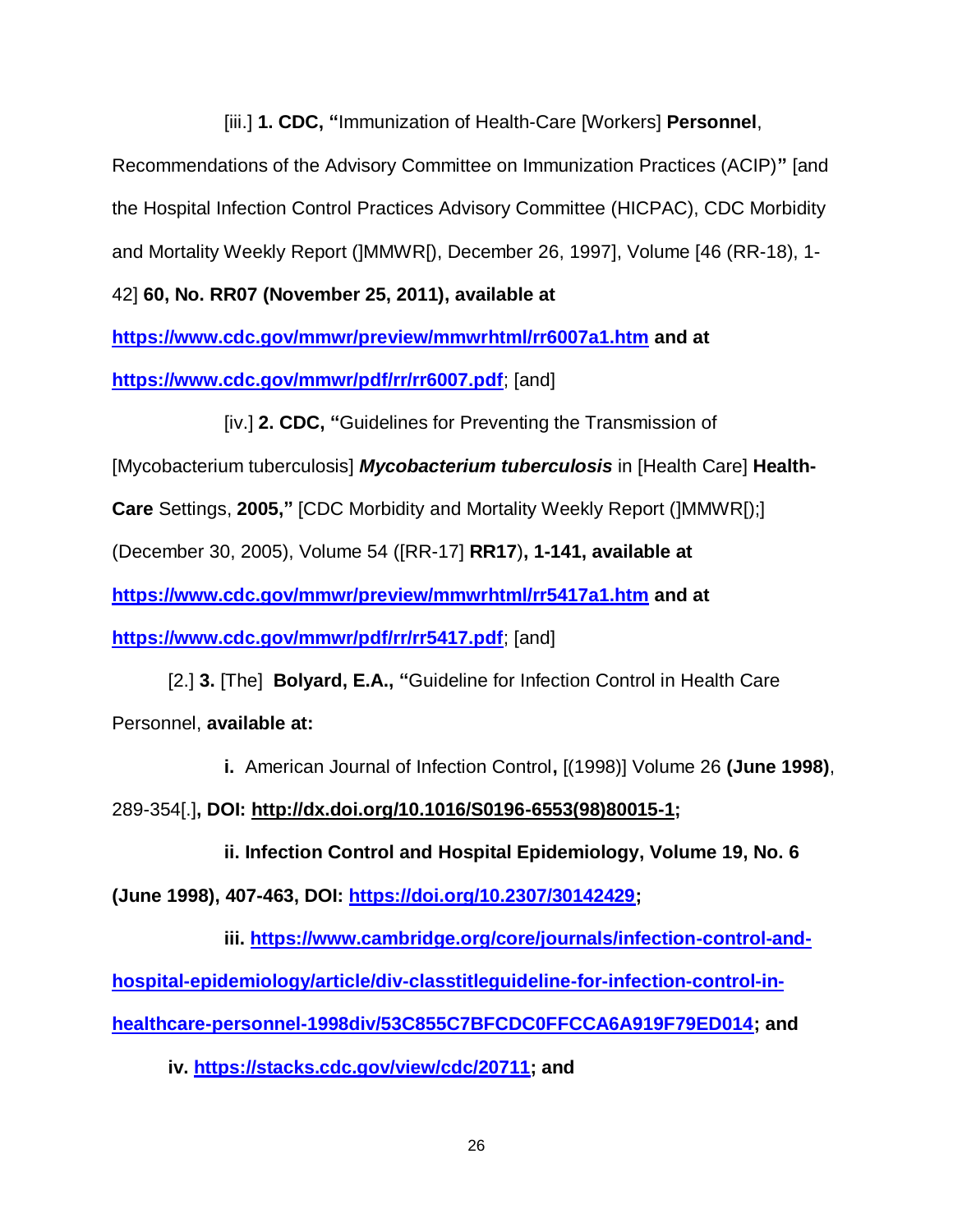[iii.] **1. CDC, "**Immunization of Health-Care [Workers] **Personnel**, Recommendations of the Advisory Committee on Immunization Practices (ACIP)**"** [and the Hospital Infection Control Practices Advisory Committee (HICPAC), CDC Morbidity and Mortality Weekly Report (]MMWR[), December 26, 1997], Volume [46 (RR-18), 1-42] **60, No. RR07 (November 25, 2011), available at https://www.cdc.gov/mmwr/preview/mmwrhtml/rr6007a1.htm and at https://www.cdc.gov/mmwr/pdf/rr/rr6007.pdf**; [and]

[iv.] **2. CDC, "**Guidelines for Preventing the Transmission of [Mycobacterium tuberculosis] ***Mycobacterium tuberculosis*** in [Health Care] **Health-Care** Settings, **2005,"** [CDC Morbidity and Mortality Weekly Report (]MMWR[);] (December 30, 2005), Volume 54 ([RR-17] **RR17**)**, 1-141, available at https://www.cdc.gov/mmwr/preview/mmwrhtml/rr5417a1.htm and at https://www.cdc.gov/mmwr/pdf/rr/rr5417.pdf**; [and]

[2.] **3.** [The] **Bolyard, E.A., "**Guideline for Infection Control in Health Care Personnel, **available at:**

**i.** American Journal of Infection Control**,** [(1998)] Volume 26 **(June 1998)**, 289-354[.]**, DOI: http://dx.doi.org/10.1016/S0196-6553(98)80015-1;**

**ii. Infection Control and Hospital Epidemiology, Volume 19, No. 6 (June 1998), 407-463, DOI: https://doi.org/10.2307/30142429;**

**iii. https://www.cambridge.org/core/journals/infection-control-and-hospital-epidemiology/article/div-classtitleguideline-for-infection-control-in-healthcare-personnel-1998div/53C855C7BFCDC0FFCCA6A919F79ED014; and**

**iv. https://stacks.cdc.gov/view/cdc/20711; and**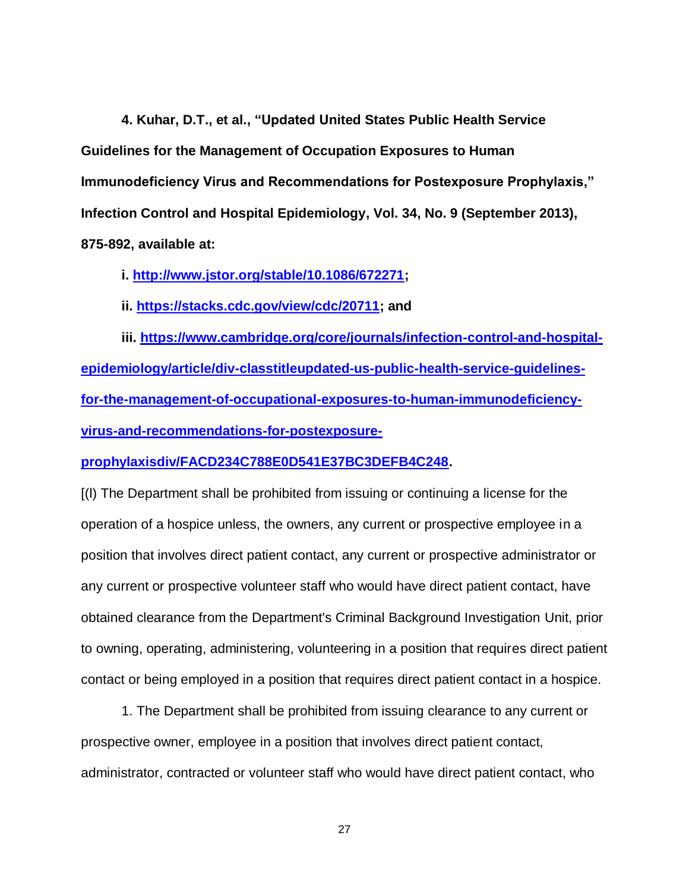**4. Kuhar, D.T., et al., "Updated United States Public Health Service Guidelines for the Management of Occupation Exposures to Human Immunodeficiency Virus and Recommendations for Postexposure Prophylaxis," Infection Control and Hospital Epidemiology, Vol. 34, No. 9 (September 2013), 875-892, available at:**

**i. [http://www.jstor.org/stable/10.1086/672271](http://www.jstor.org/stable/10.1086/672271);**

**ii. [https://stacks.cdc.gov/view/cdc/20711](https://stacks.cdc.gov/view/cdc/20711); and**

**iii. [https://www.cambridge.org/core/journals/infection-control-and-hospital-epidemiology/article/div-classtitleupdated-us-public-health-service-guidelines-for-the-management-of-occupational-exposures-to-human-immunodeficiency-virus-and-recommendations-for-postexposure-prophylaxisdiv/FACD234C788E0D541E37BC3DEFB4C248](https://www.cambridge.org/core/journals/infection-control-and-hospital-epidemiology/article/div-classtitleupdated-us-public-health-service-guidelines-for-the-management-of-occupational-exposures-to-human-immunodeficiency-virus-and-recommendations-for-postexposure-prophylaxisdiv/FACD234C788E0D541E37BC3DEFB4C248).**

[(l) The Department shall be prohibited from issuing or continuing a license for the operation of a hospice unless, the owners, any current or prospective employee in a position that involves direct patient contact, any current or prospective administrator or any current or prospective volunteer staff who would have direct patient contact, have obtained clearance from the Department's Criminal Background Investigation Unit, prior to owning, operating, administering, volunteering in a position that requires direct patient contact or being employed in a position that requires direct patient contact in a hospice.

1. The Department shall be prohibited from issuing clearance to any current or prospective owner, employee in a position that involves direct patient contact, administrator, contracted or volunteer staff who would have direct patient contact, who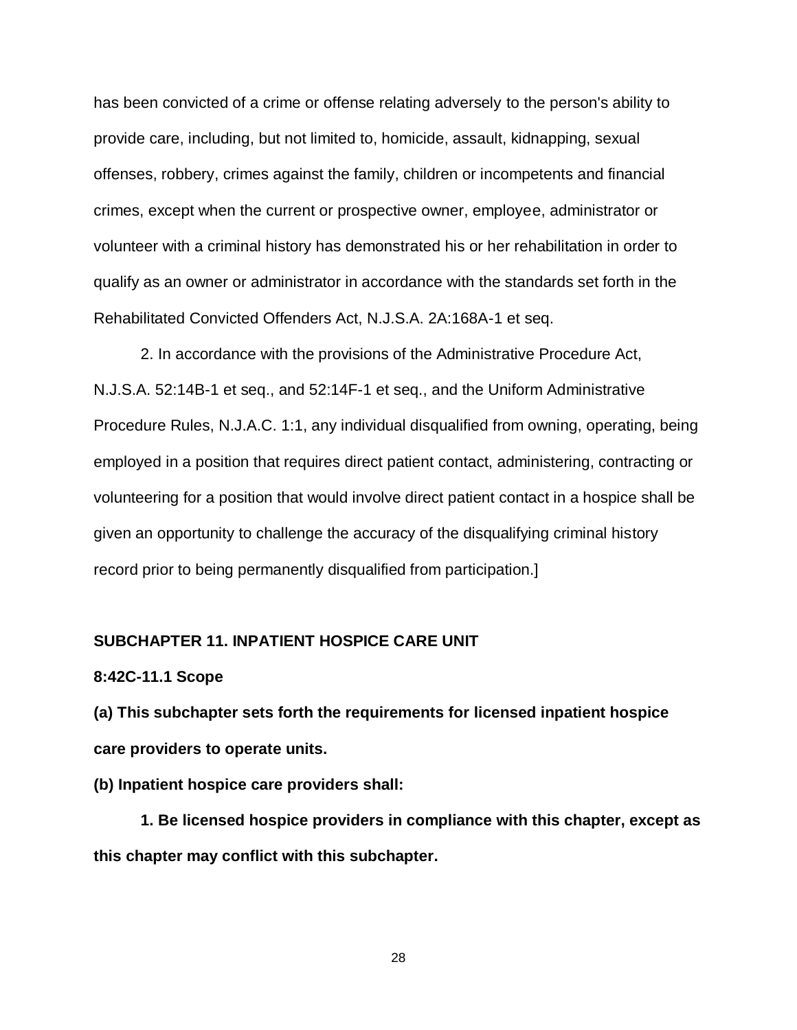has been convicted of a crime or offense relating adversely to the person's ability to provide care, including, but not limited to, homicide, assault, kidnapping, sexual offenses, robbery, crimes against the family, children or incompetents and financial crimes, except when the current or prospective owner, employee, administrator or volunteer with a criminal history has demonstrated his or her rehabilitation in order to qualify as an owner or administrator in accordance with the standards set forth in the Rehabilitated Convicted Offenders Act, N.J.S.A. 2A:168A-1 et seq.

2. In accordance with the provisions of the Administrative Procedure Act, N.J.S.A. 52:14B-1 et seq., and 52:14F-1 et seq., and the Uniform Administrative Procedure Rules, N.J.A.C. 1:1, any individual disqualified from owning, operating, being employed in a position that requires direct patient contact, administering, contracting or volunteering for a position that would involve direct patient contact in a hospice shall be given an opportunity to challenge the accuracy of the disqualifying criminal history record prior to being permanently disqualified from participation.]

**SUBCHAPTER 11. INPATIENT HOSPICE CARE UNIT**

**8:42C-11.1 Scope**

**(a) This subchapter sets forth the requirements for licensed inpatient hospice care providers to operate units.**

**(b) Inpatient hospice care providers shall:**

**1. Be licensed hospice providers in compliance with this chapter, except as this chapter may conflict with this subchapter.**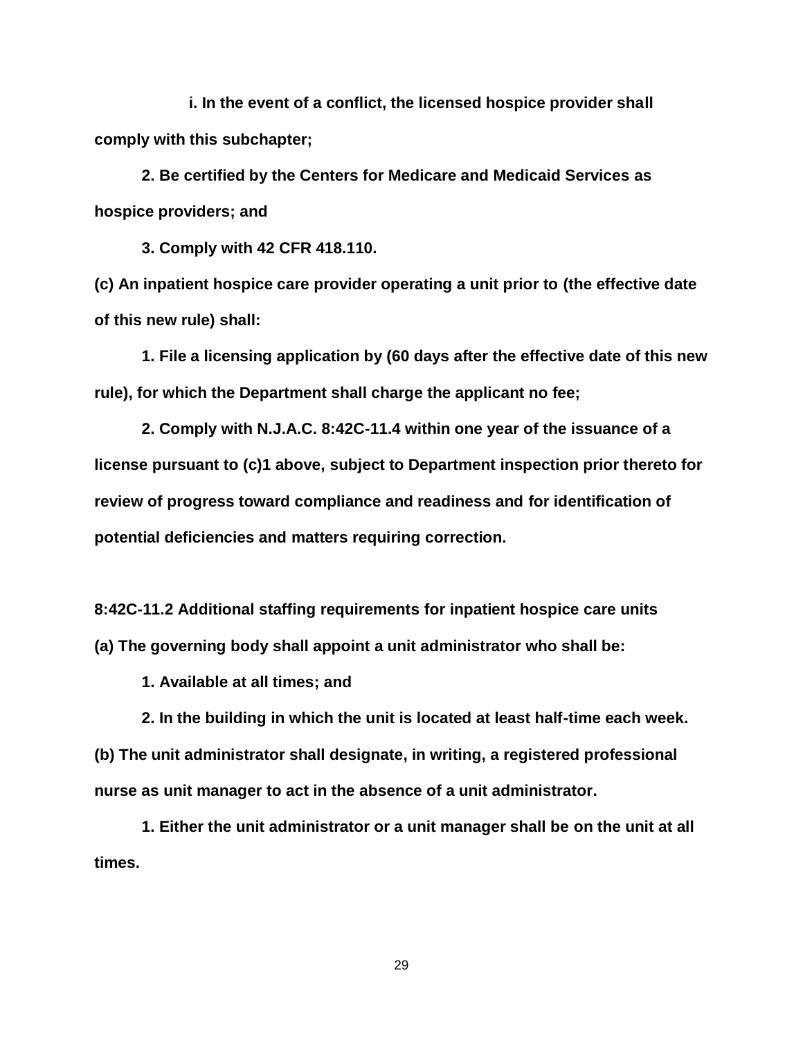**i. In the event of a conflict, the licensed hospice provider shall comply with this subchapter;**

**2. Be certified by the Centers for Medicare and Medicaid Services as hospice providers; and**

**3. Comply with 42 CFR 418.110.**

**(c) An inpatient hospice care provider operating a unit prior to (the effective date of this new rule) shall:**

**1. File a licensing application by (60 days after the effective date of this new rule), for which the Department shall charge the applicant no fee;**

**2. Comply with N.J.A.C. 8:42C-11.4 within one year of the issuance of a license pursuant to (c)1 above, subject to Department inspection prior thereto for review of progress toward compliance and readiness and for identification of potential deficiencies and matters requiring correction.**

**8:42C-11.2 Additional staffing requirements for inpatient hospice care units**

**(a) The governing body shall appoint a unit administrator who shall be:**

**1. Available at all times; and**

**2. In the building in which the unit is located at least half-time each week.**

**(b) The unit administrator shall designate, in writing, a registered professional nurse as unit manager to act in the absence of a unit administrator.**

**1. Either the unit administrator or a unit manager shall be on the unit at all times.**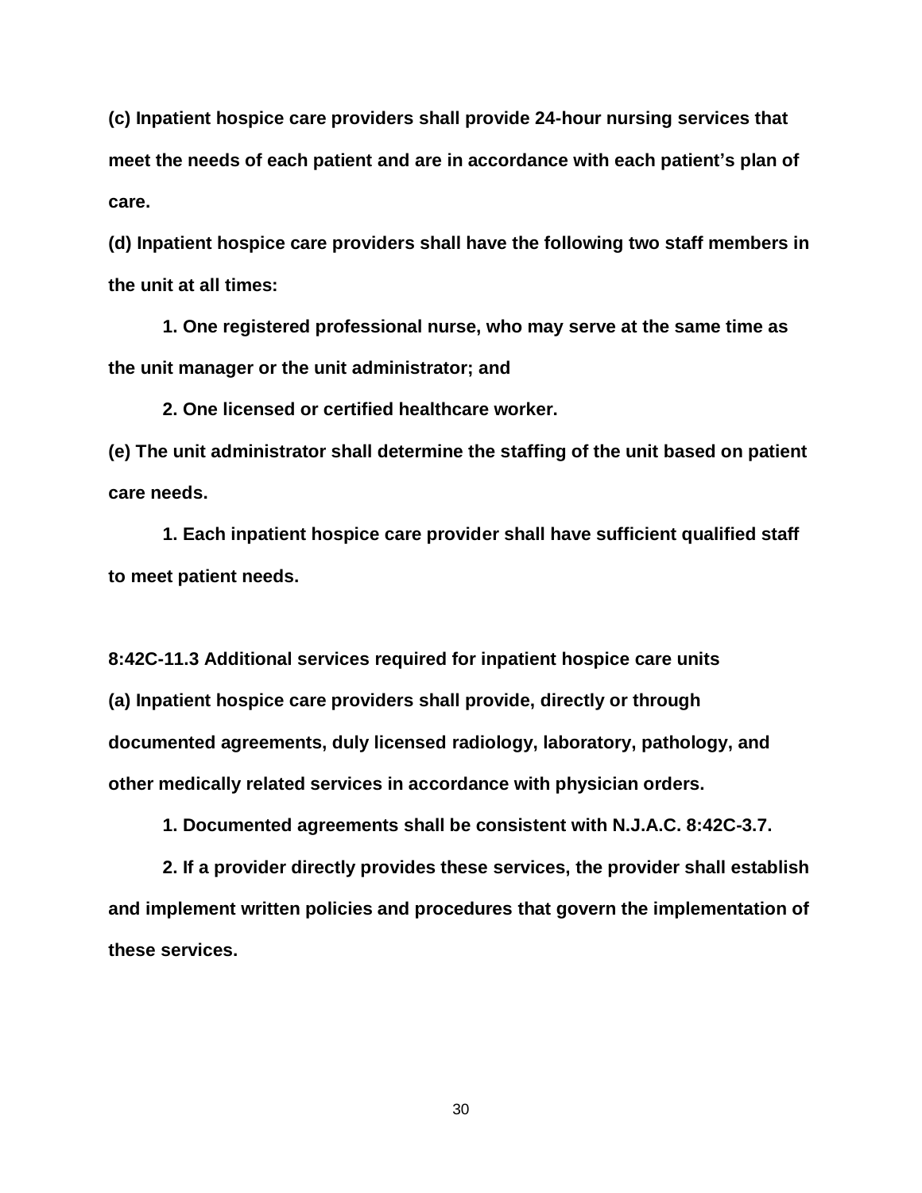**(c) Inpatient hospice care providers shall provide 24-hour nursing services that meet the needs of each patient and are in accordance with each patient's plan of care.**

**(d) Inpatient hospice care providers shall have the following two staff members in the unit at all times:**

**1. One registered professional nurse, who may serve at the same time as the unit manager or the unit administrator; and**

**2. One licensed or certified healthcare worker.**

**(e) The unit administrator shall determine the staffing of the unit based on patient care needs.**

**1. Each inpatient hospice care provider shall have sufficient qualified staff to meet patient needs.**

**8:42C-11.3 Additional services required for inpatient hospice care units**

**(a) Inpatient hospice care providers shall provide, directly or through documented agreements, duly licensed radiology, laboratory, pathology, and other medically related services in accordance with physician orders.**

**1. Documented agreements shall be consistent with N.J.A.C. 8:42C-3.7.**

**2. If a provider directly provides these services, the provider shall establish and implement written policies and procedures that govern the implementation of these services.**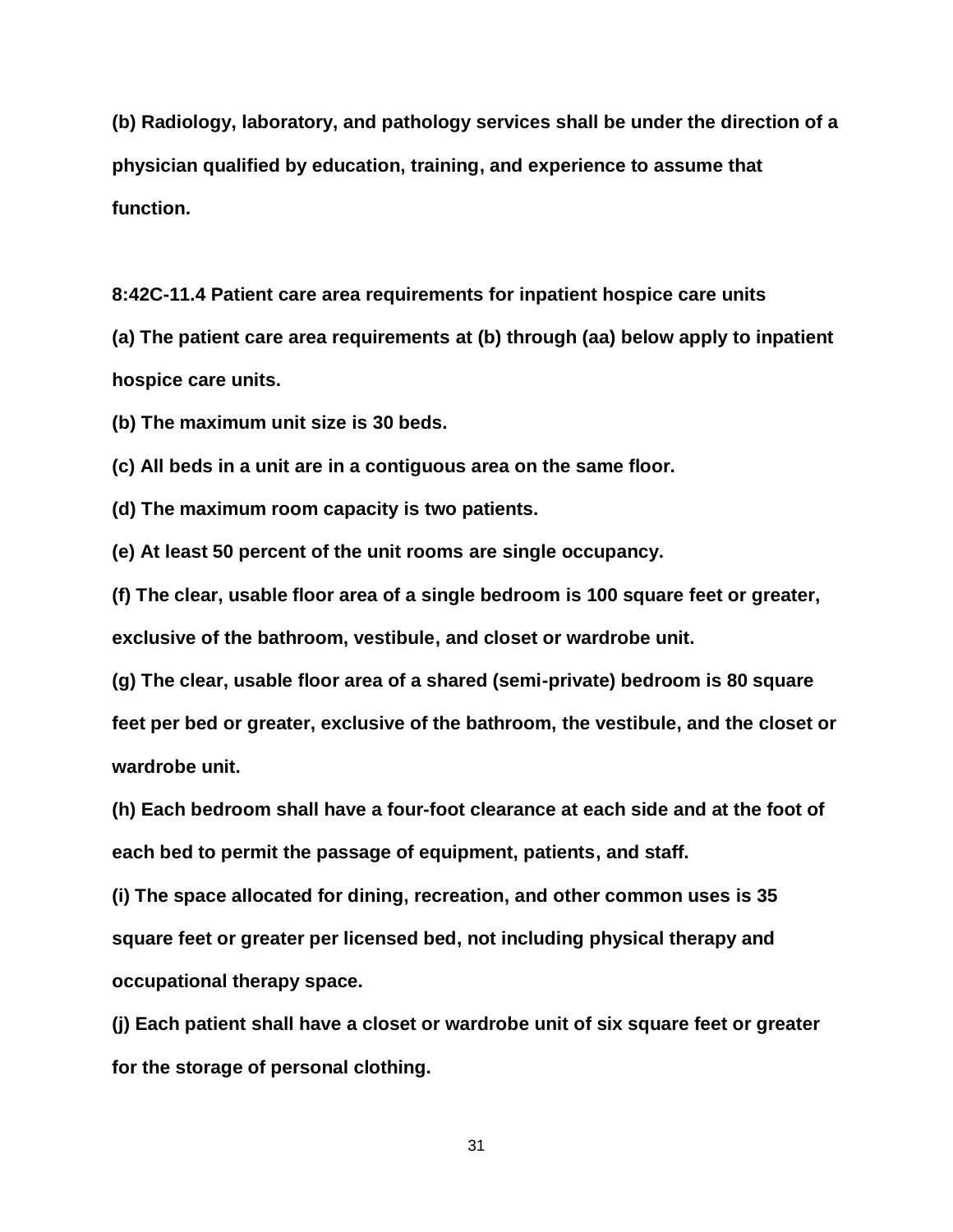**(b) Radiology, laboratory, and pathology services shall be under the direction of a physician qualified by education, training, and experience to assume that function.**

**8:42C-11.4 Patient care area requirements for inpatient hospice care units**

**(a) The patient care area requirements at (b) through (aa) below apply to inpatient hospice care units.**

**(b) The maximum unit size is 30 beds.**

**(c) All beds in a unit are in a contiguous area on the same floor.**

**(d) The maximum room capacity is two patients.**

**(e) At least 50 percent of the unit rooms are single occupancy.**

**(f) The clear, usable floor area of a single bedroom is 100 square feet or greater, exclusive of the bathroom, vestibule, and closet or wardrobe unit.**

**(g) The clear, usable floor area of a shared (semi-private) bedroom is 80 square feet per bed or greater, exclusive of the bathroom, the vestibule, and the closet or wardrobe unit.**

**(h) Each bedroom shall have a four-foot clearance at each side and at the foot of each bed to permit the passage of equipment, patients, and staff.**

**(i) The space allocated for dining, recreation, and other common uses is 35 square feet or greater per licensed bed, not including physical therapy and occupational therapy space.**

**(j) Each patient shall have a closet or wardrobe unit of six square feet or greater for the storage of personal clothing.**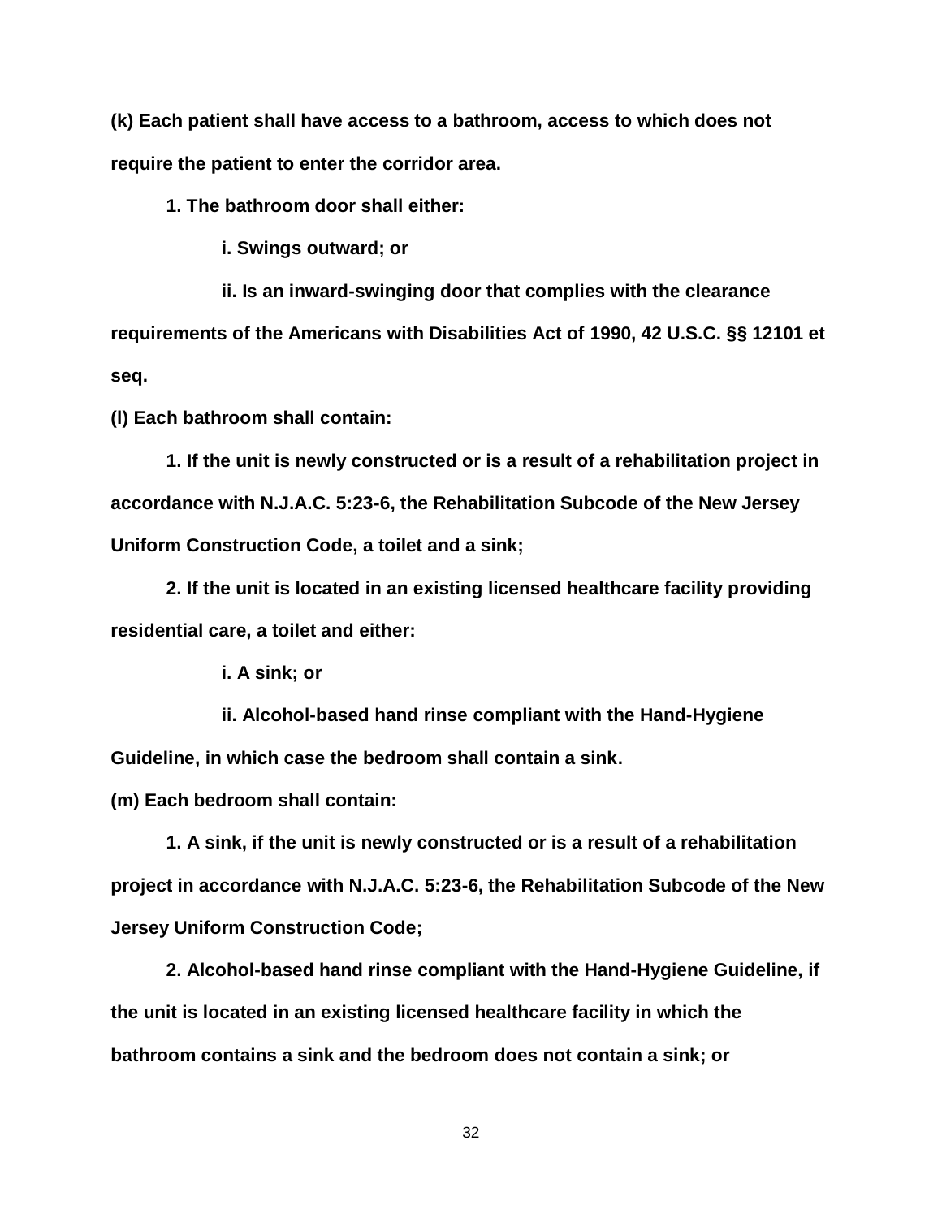**(k) Each patient shall have access to a bathroom, access to which does not require the patient to enter the corridor area.**

**1. The bathroom door shall either:**

**i. Swings outward; or**

**ii. Is an inward-swinging door that complies with the clearance requirements of the Americans with Disabilities Act of 1990, 42 U.S.C. §§ 12101 et seq.**

**(l) Each bathroom shall contain:**

**1. If the unit is newly constructed or is a result of a rehabilitation project in accordance with N.J.A.C. 5:23-6, the Rehabilitation Subcode of the New Jersey Uniform Construction Code, a toilet and a sink;**

**2. If the unit is located in an existing licensed healthcare facility providing residential care, a toilet and either:**

**i. A sink; or**

**ii. Alcohol-based hand rinse compliant with the Hand-Hygiene Guideline, in which case the bedroom shall contain a sink.**

**(m) Each bedroom shall contain:**

**1. A sink, if the unit is newly constructed or is a result of a rehabilitation project in accordance with N.J.A.C. 5:23-6, the Rehabilitation Subcode of the New Jersey Uniform Construction Code;**

**2. Alcohol-based hand rinse compliant with the Hand-Hygiene Guideline, if the unit is located in an existing licensed healthcare facility in which the bathroom contains a sink and the bedroom does not contain a sink; or**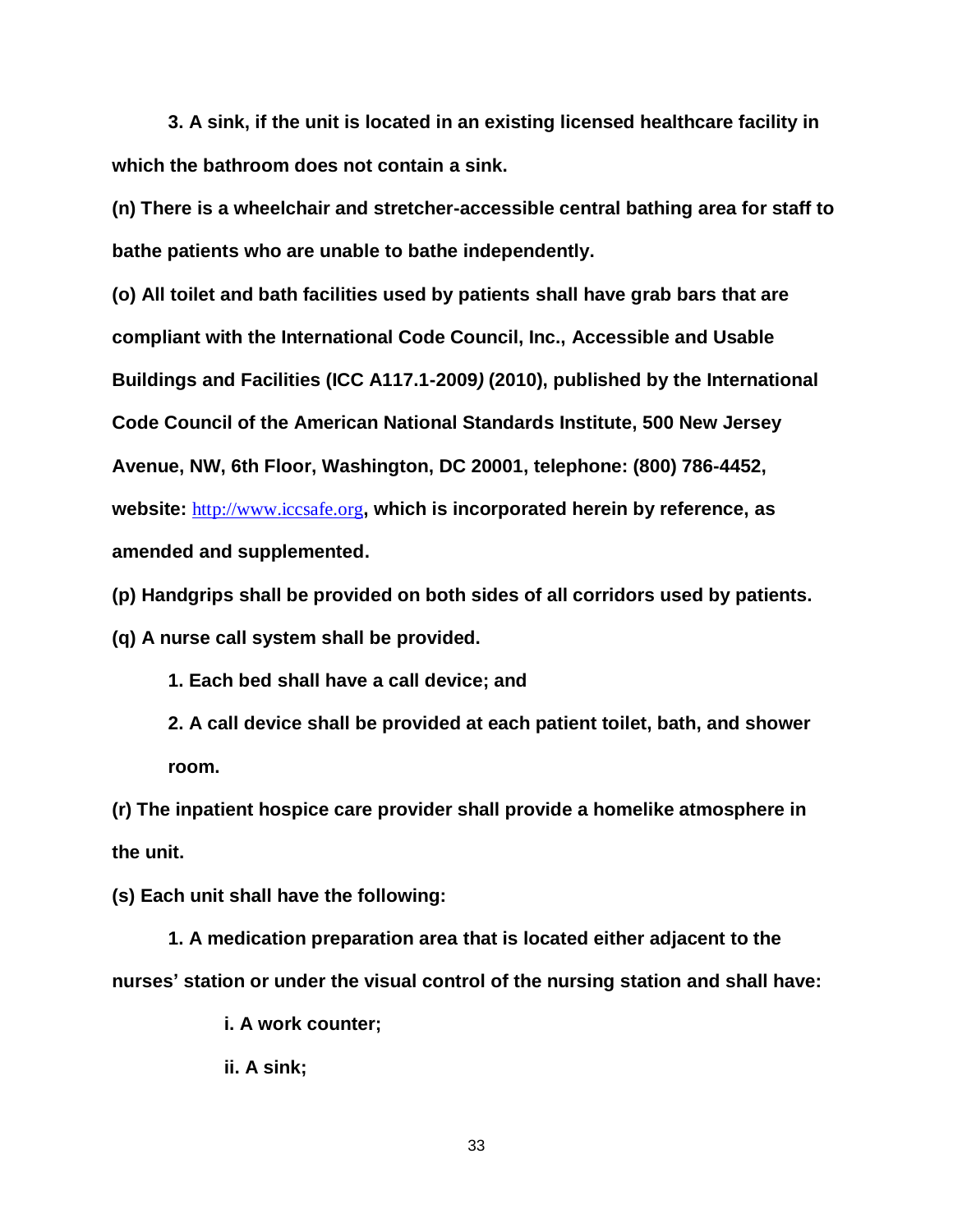**3. A sink, if the unit is located in an existing licensed healthcare facility in which the bathroom does not contain a sink.**

**(n) There is a wheelchair and stretcher-accessible central bathing area for staff to bathe patients who are unable to bathe independently.**

**(o) All toilet and bath facilities used by patients shall have grab bars that are compliant with the International Code Council, Inc., Accessible and Usable Buildings and Facilities (ICC A117.1-2009) (2010), published by the International Code Council of the American National Standards Institute, 500 New Jersey Avenue, NW, 6th Floor, Washington, DC 20001, telephone: (800) 786-4452, website:** http://www.iccsafe.org**, which is incorporated herein by reference, as amended and supplemented.**

**(p) Handgrips shall be provided on both sides of all corridors used by patients.**

**(q) A nurse call system shall be provided.**

**1. Each bed shall have a call device; and**

**2. A call device shall be provided at each patient toilet, bath, and shower room.**

**(r) The inpatient hospice care provider shall provide a homelike atmosphere in the unit.**

**(s) Each unit shall have the following:**

**1. A medication preparation area that is located either adjacent to the nurses' station or under the visual control of the nursing station and shall have:**

**i. A work counter;**

**ii. A sink;**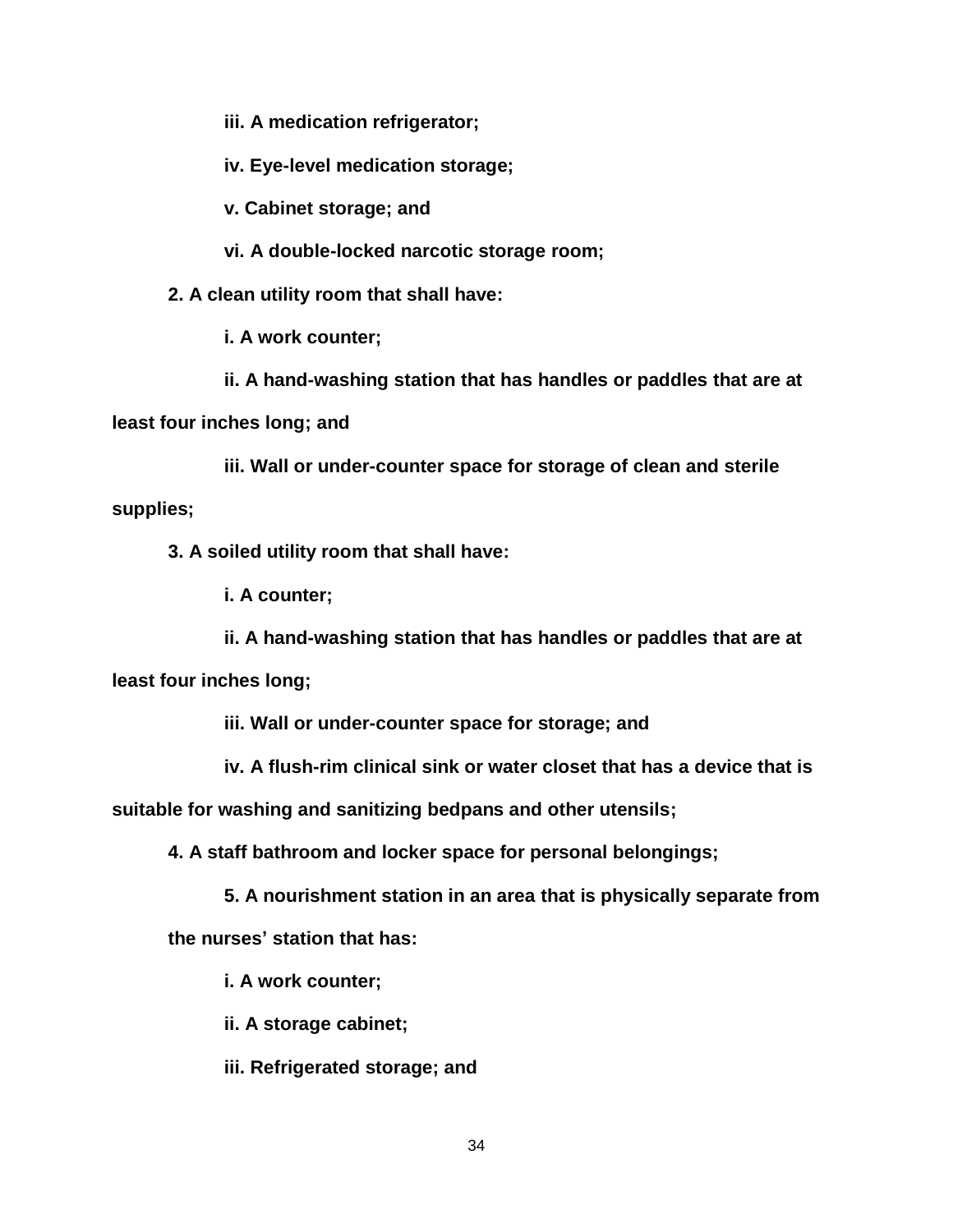**iii. A medication refrigerator;**

**iv. Eye-level medication storage;**

**v. Cabinet storage; and**

**vi. A double-locked narcotic storage room;**

**2. A clean utility room that shall have:**

**i. A work counter;**

**ii. A hand-washing station that has handles or paddles that are at least four inches long; and**

**iii. Wall or under-counter space for storage of clean and sterile supplies;**

**3. A soiled utility room that shall have:**

**i. A counter;**

**ii. A hand-washing station that has handles or paddles that are at least four inches long;**

**iii. Wall or under-counter space for storage; and**

**iv. A flush-rim clinical sink or water closet that has a device that is suitable for washing and sanitizing bedpans and other utensils;**

**4. A staff bathroom and locker space for personal belongings;**

**5. A nourishment station in an area that is physically separate from the nurses' station that has:**

**i. A work counter;**

**ii. A storage cabinet;**

**iii. Refrigerated storage; and**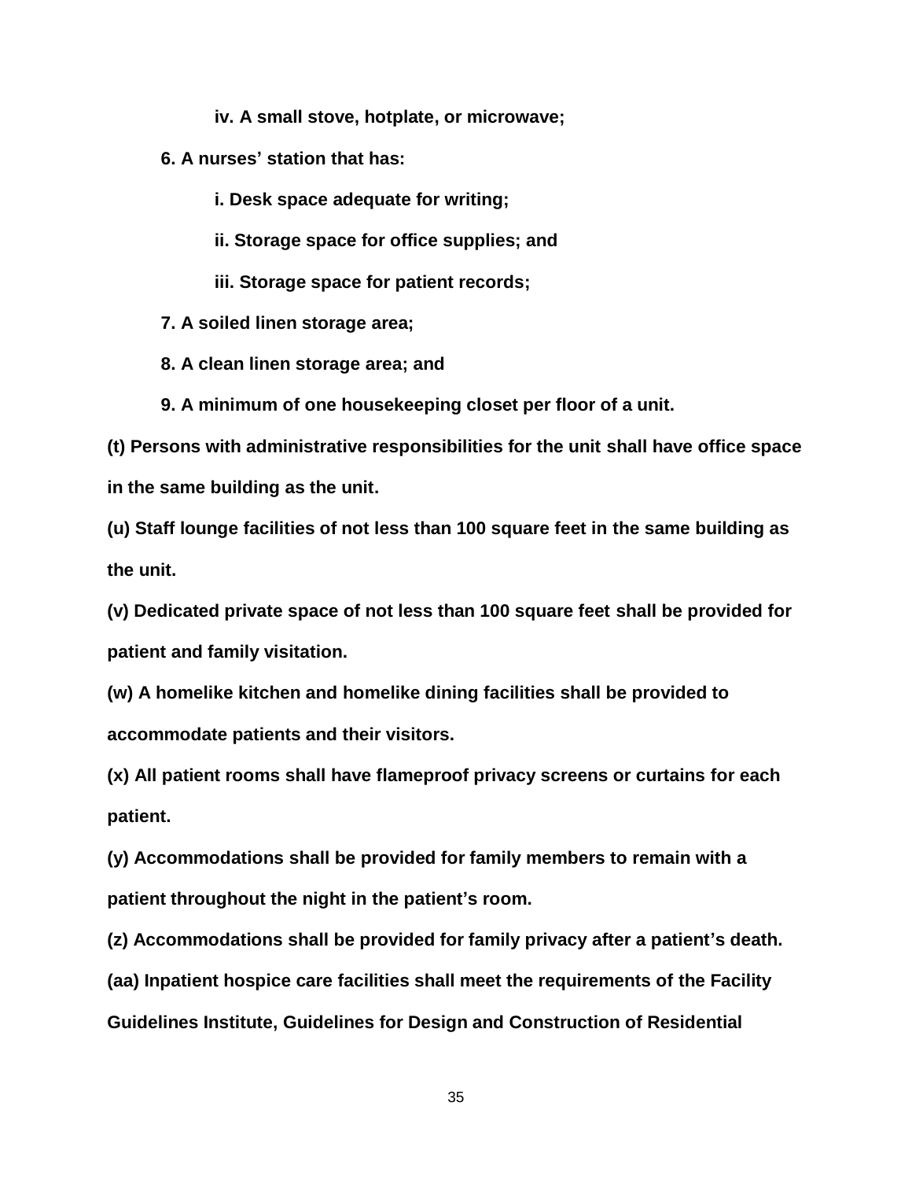**iv. A small stove, hotplate, or microwave;**

**6. A nurses' station that has:**

**i. Desk space adequate for writing;**

**ii. Storage space for office supplies; and**

**iii. Storage space for patient records;**

**7. A soiled linen storage area;**

**8. A clean linen storage area; and**

**9. A minimum of one housekeeping closet per floor of a unit.**

**(t) Persons with administrative responsibilities for the unit shall have office space in the same building as the unit.**

**(u) Staff lounge facilities of not less than 100 square feet in the same building as the unit.**

**(v) Dedicated private space of not less than 100 square feet shall be provided for patient and family visitation.**

**(w) A homelike kitchen and homelike dining facilities shall be provided to accommodate patients and their visitors.**

**(x) All patient rooms shall have flameproof privacy screens or curtains for each patient.**

**(y) Accommodations shall be provided for family members to remain with a patient throughout the night in the patient's room.**

**(z) Accommodations shall be provided for family privacy after a patient's death.**

**(aa) Inpatient hospice care facilities shall meet the requirements of the Facility Guidelines Institute, Guidelines for Design and Construction of Residential**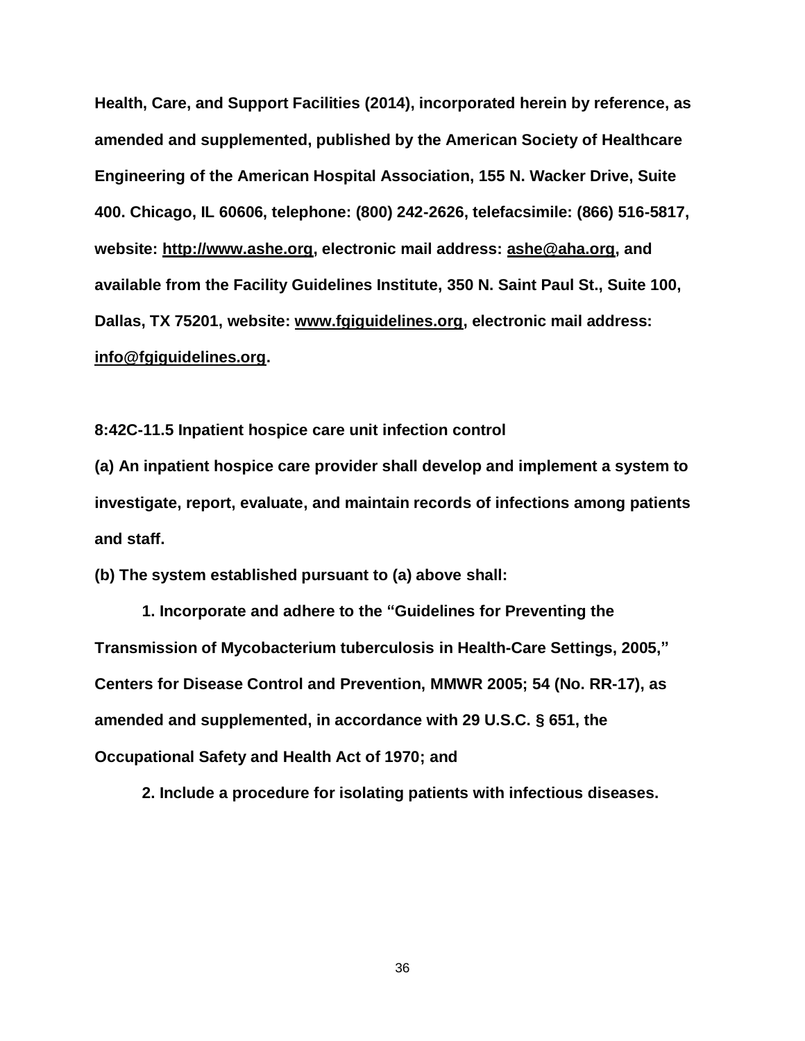**Health, Care, and Support Facilities (2014), incorporated herein by reference, as amended and supplemented, published by the American Society of Healthcare Engineering of the American Hospital Association, 155 N. Wacker Drive, Suite 400. Chicago, IL 60606, telephone: (800) 242-2626, telefacsimile: (866) 516-5817, website: http://www.ashe.org, electronic mail address: ashe@aha.org, and available from the Facility Guidelines Institute, 350 N. Saint Paul St., Suite 100, Dallas, TX 75201, website: www.fgiguidelines.org, electronic mail address: info@fgiguidelines.org.**

**8:42C-11.5 Inpatient hospice care unit infection control**

**(a) An inpatient hospice care provider shall develop and implement a system to investigate, report, evaluate, and maintain records of infections among patients and staff.**

**(b) The system established pursuant to (a) above shall:**

**1. Incorporate and adhere to the "Guidelines for Preventing the Transmission of Mycobacterium tuberculosis in Health-Care Settings, 2005," Centers for Disease Control and Prevention, MMWR 2005; 54 (No. RR-17), as amended and supplemented, in accordance with 29 U.S.C. § 651, the Occupational Safety and Health Act of 1970; and**

**2. Include a procedure for isolating patients with infectious diseases.**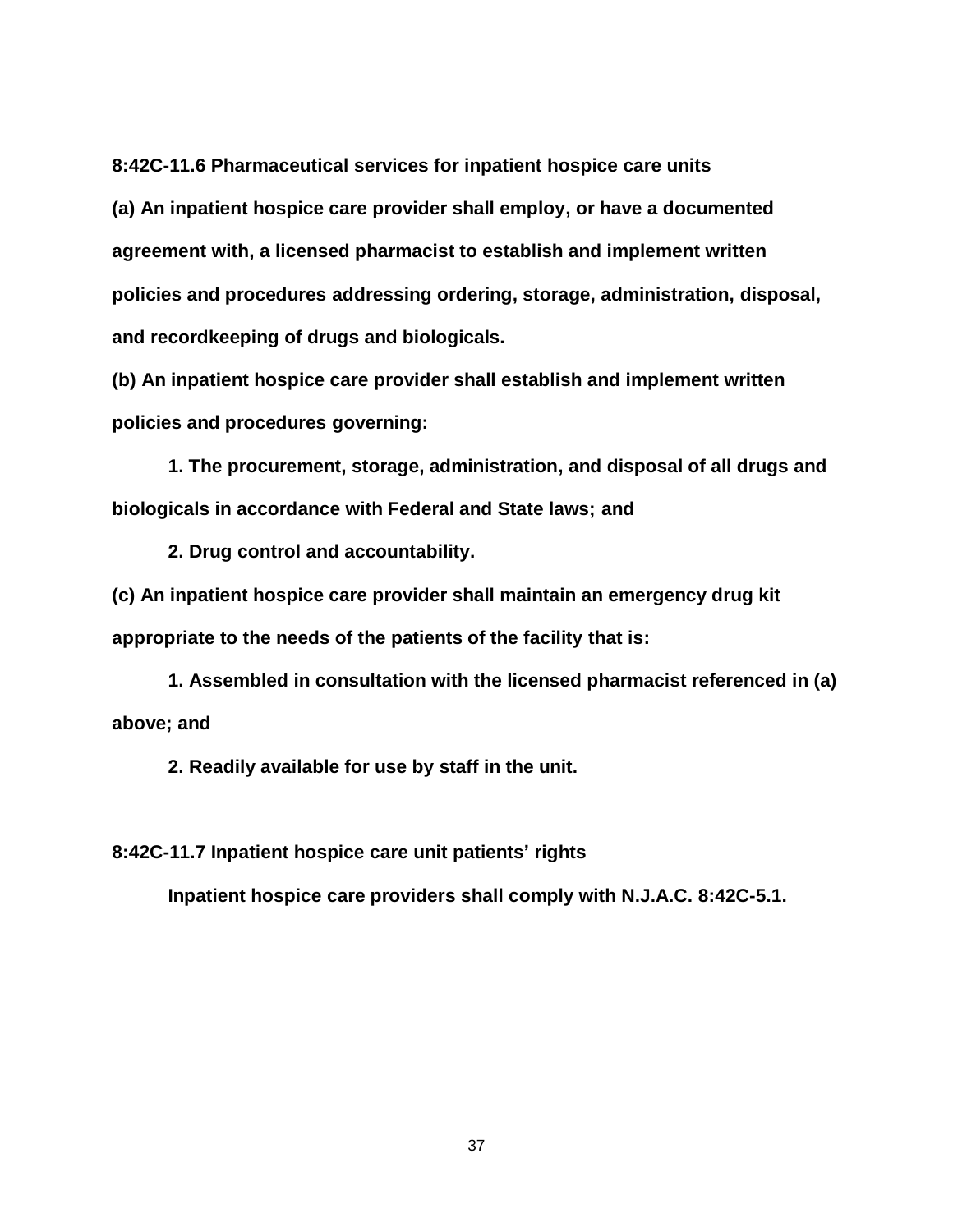**8:42C-11.6 Pharmaceutical services for inpatient hospice care units**

**(a) An inpatient hospice care provider shall employ, or have a documented agreement with, a licensed pharmacist to establish and implement written policies and procedures addressing ordering, storage, administration, disposal, and recordkeeping of drugs and biologicals.**

**(b) An inpatient hospice care provider shall establish and implement written policies and procedures governing:**

**1. The procurement, storage, administration, and disposal of all drugs and biologicals in accordance with Federal and State laws; and**

**2. Drug control and accountability.**

**(c) An inpatient hospice care provider shall maintain an emergency drug kit appropriate to the needs of the patients of the facility that is:**

**1. Assembled in consultation with the licensed pharmacist referenced in (a) above; and**

**2. Readily available for use by staff in the unit.**

**8:42C-11.7 Inpatient hospice care unit patients' rights**

**Inpatient hospice care providers shall comply with N.J.A.C. 8:42C-5.1.**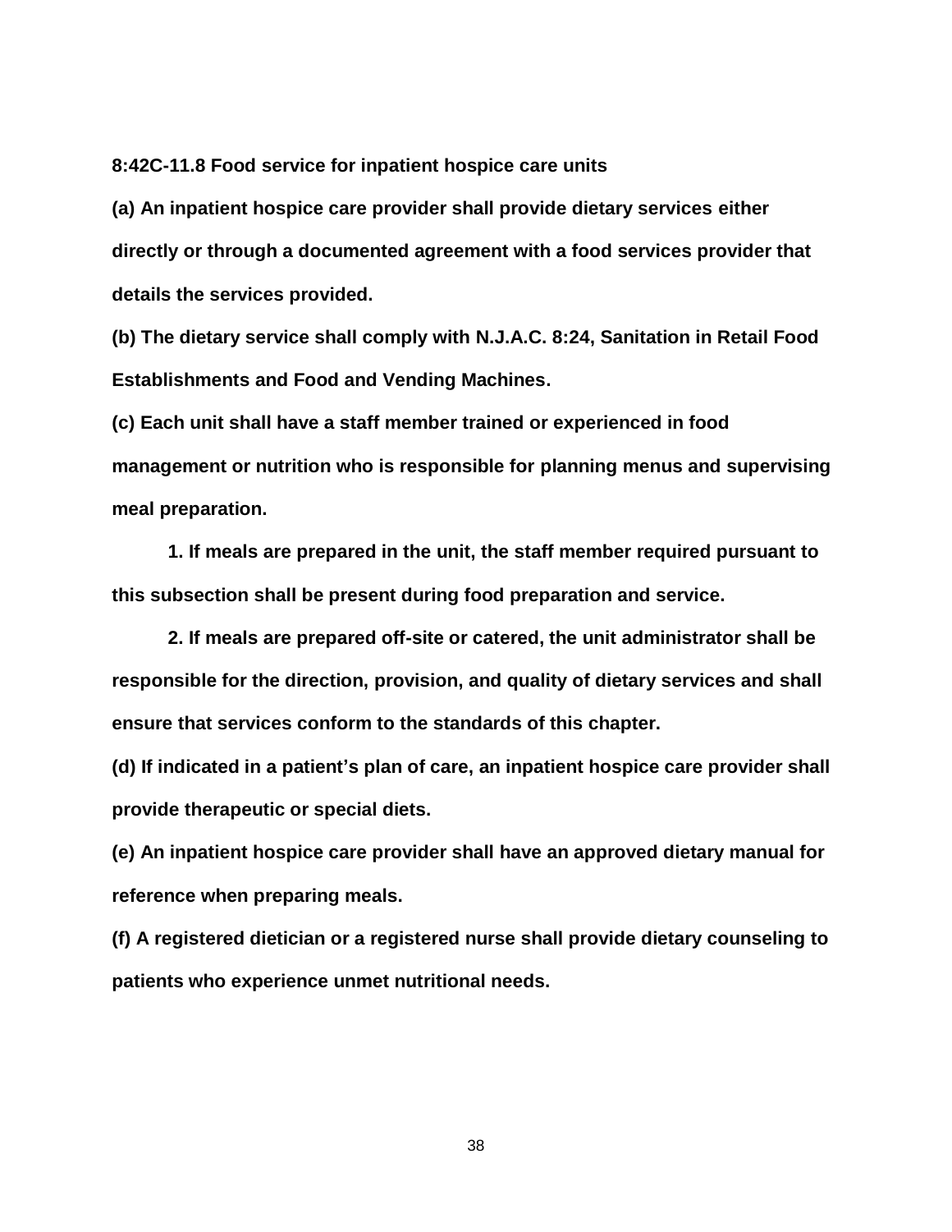**8:42C-11.8 Food service for inpatient hospice care units**

**(a) An inpatient hospice care provider shall provide dietary services either directly or through a documented agreement with a food services provider that details the services provided.**

**(b) The dietary service shall comply with N.J.A.C. 8:24, Sanitation in Retail Food Establishments and Food and Vending Machines.**

**(c) Each unit shall have a staff member trained or experienced in food management or nutrition who is responsible for planning menus and supervising meal preparation.**

**1. If meals are prepared in the unit, the staff member required pursuant to this subsection shall be present during food preparation and service.**

**2. If meals are prepared off-site or catered, the unit administrator shall be responsible for the direction, provision, and quality of dietary services and shall ensure that services conform to the standards of this chapter.**

**(d) If indicated in a patient's plan of care, an inpatient hospice care provider shall provide therapeutic or special diets.**

**(e) An inpatient hospice care provider shall have an approved dietary manual for reference when preparing meals.**

**(f) A registered dietician or a registered nurse shall provide dietary counseling to patients who experience unmet nutritional needs.**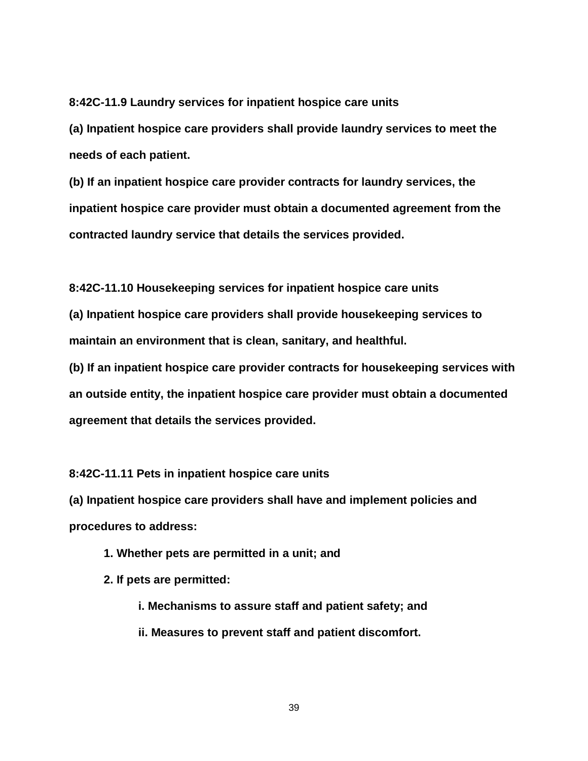**8:42C-11.9 Laundry services for inpatient hospice care units**

**(a) Inpatient hospice care providers shall provide laundry services to meet the needs of each patient.**

**(b) If an inpatient hospice care provider contracts for laundry services, the inpatient hospice care provider must obtain a documented agreement from the contracted laundry service that details the services provided.**

**8:42C-11.10 Housekeeping services for inpatient hospice care units**

**(a) Inpatient hospice care providers shall provide housekeeping services to maintain an environment that is clean, sanitary, and healthful.**

**(b) If an inpatient hospice care provider contracts for housekeeping services with an outside entity, the inpatient hospice care provider must obtain a documented agreement that details the services provided.**

**8:42C-11.11 Pets in inpatient hospice care units**

**(a) Inpatient hospice care providers shall have and implement policies and procedures to address:**

- **1. Whether pets are permitted in a unit; and**
- **2. If pets are permitted:**
  - **i. Mechanisms to assure staff and patient safety; and**
  - **ii. Measures to prevent staff and patient discomfort.**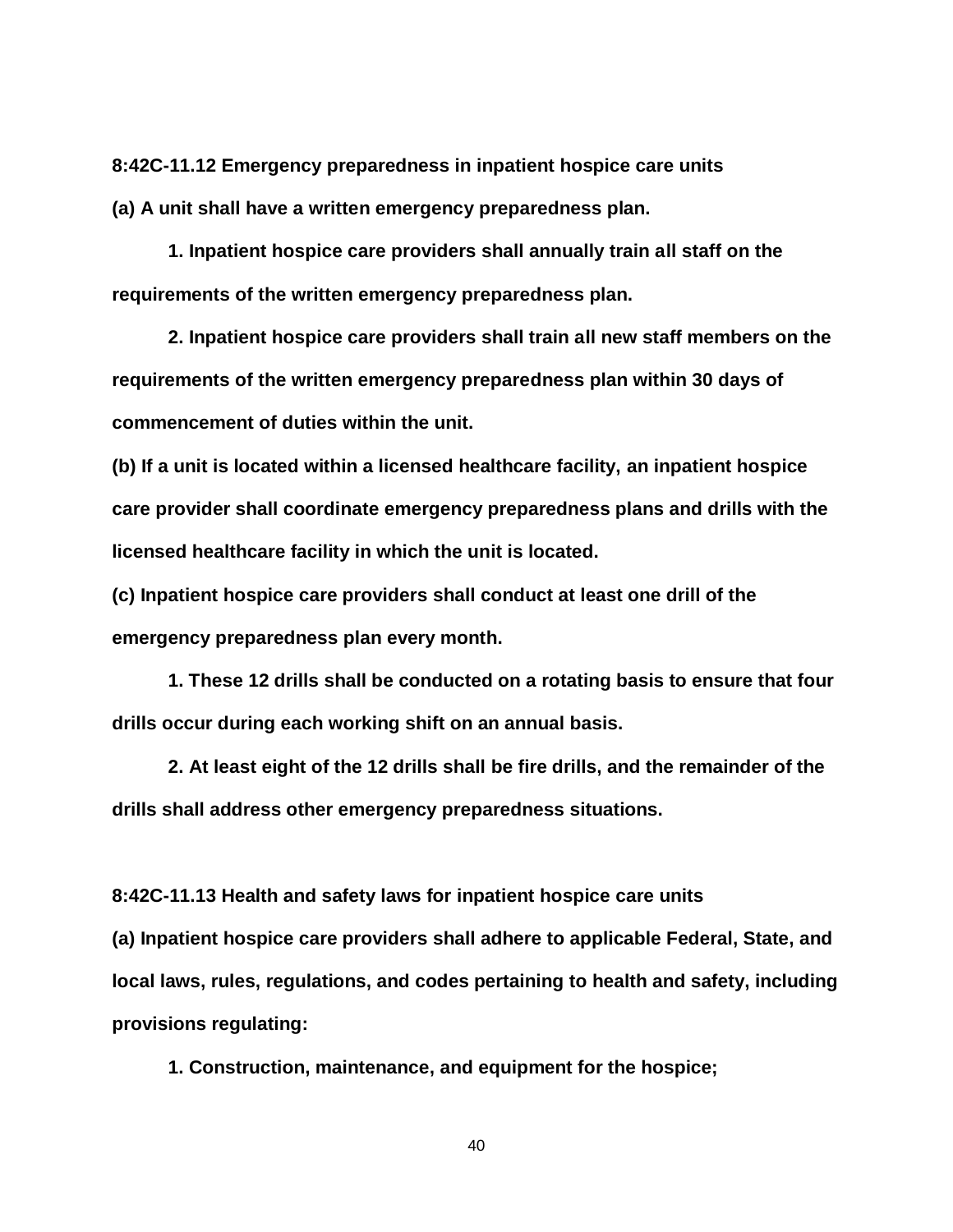**8:42C-11.12 Emergency preparedness in inpatient hospice care units**

**(a) A unit shall have a written emergency preparedness plan.**

**1. Inpatient hospice care providers shall annually train all staff on the requirements of the written emergency preparedness plan.**

**2. Inpatient hospice care providers shall train all new staff members on the requirements of the written emergency preparedness plan within 30 days of commencement of duties within the unit.**

**(b) If a unit is located within a licensed healthcare facility, an inpatient hospice care provider shall coordinate emergency preparedness plans and drills with the licensed healthcare facility in which the unit is located.**

**(c) Inpatient hospice care providers shall conduct at least one drill of the emergency preparedness plan every month.**

**1. These 12 drills shall be conducted on a rotating basis to ensure that four drills occur during each working shift on an annual basis.**

**2. At least eight of the 12 drills shall be fire drills, and the remainder of the drills shall address other emergency preparedness situations.**

**8:42C-11.13 Health and safety laws for inpatient hospice care units**

**(a) Inpatient hospice care providers shall adhere to applicable Federal, State, and local laws, rules, regulations, and codes pertaining to health and safety, including provisions regulating:**

**1. Construction, maintenance, and equipment for the hospice;**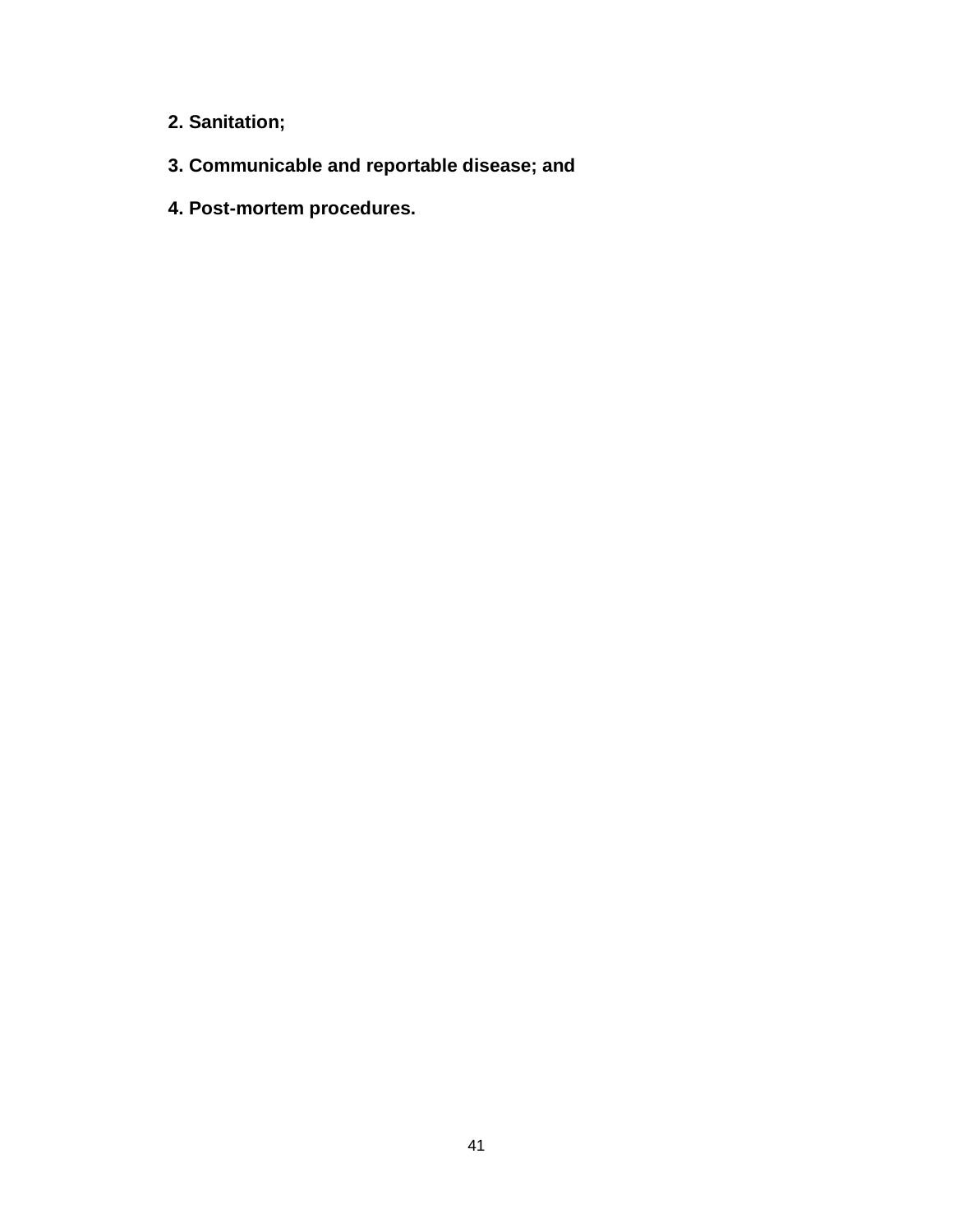**2. Sanitation;**

**3. Communicable and reportable disease; and**

**4. Post-mortem procedures.**